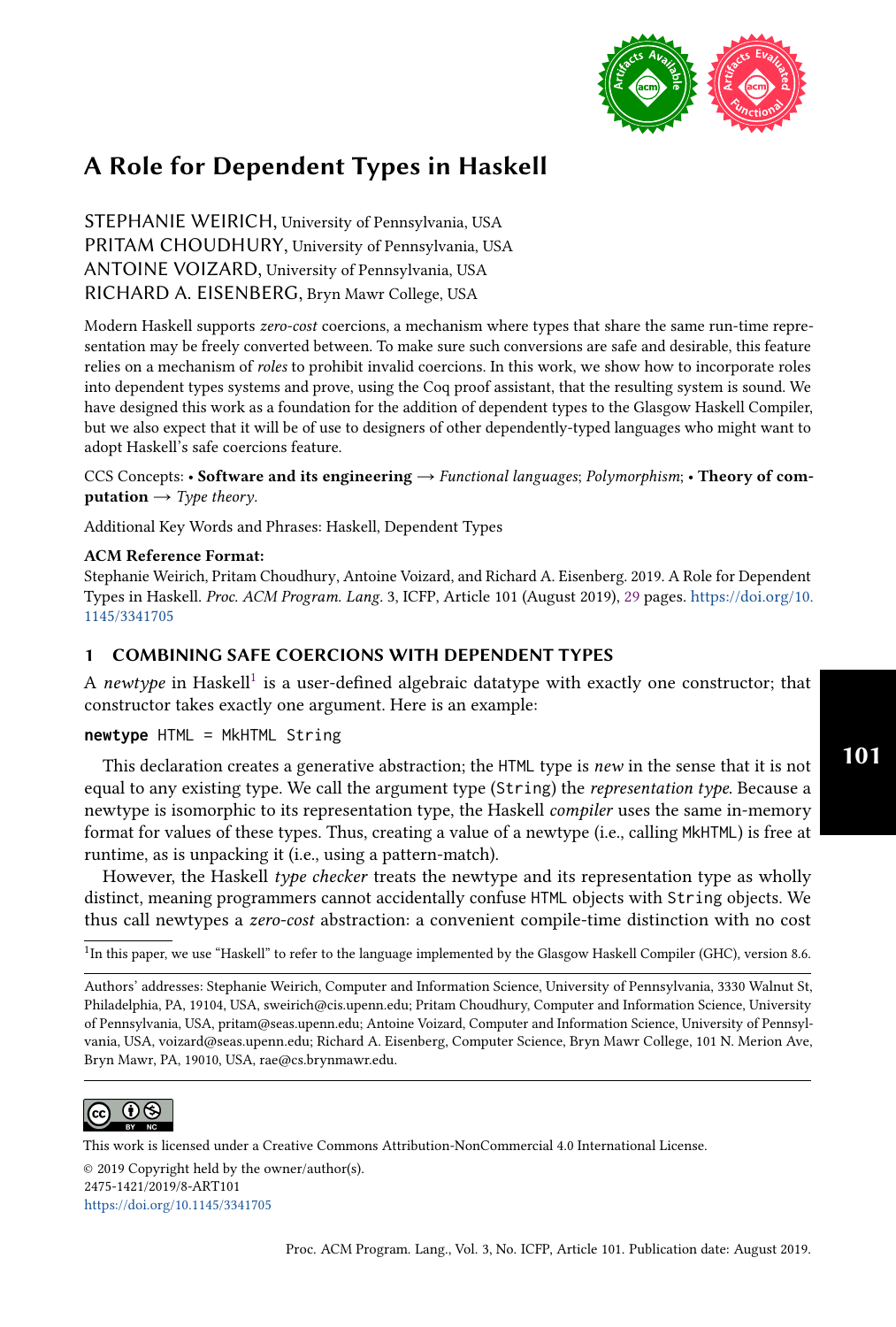# A Role for Dependent Types in Haskell

STEPHANIE WEIRICH, University of Pennsylvania, USA
PRITAM CHOUDHURY, University of Pennsylvania, USA
ANTOINE VOIZARD, University of Pennsylvania, USA
RICHARD A. EISENBERG, Bryn Mawr College, USA

Modern Haskell supports *zero-cost* coercions, a mechanism where types that share the same run-time representation may be freely converted between. To make sure such conversions are safe and desirable, this feature relies on a mechanism of *roles* to prohibit invalid coercions. In this work, we show how to incorporate roles into dependent types systems and prove, using the Coq proof assistant, that the resulting system is sound. We have designed this work as a foundation for the addition of dependent types to the Glasgow Haskell Compiler, but we also expect that it will be of use to designers of other dependently-typed languages who might want to adopt Haskell's safe coercions feature.

CCS Concepts: • **Software and its engineering** → *Functional languages*; *Polymorphism*; • **Theory of computation** → *Type theory*.

Additional Key Words and Phrases: Haskell, Dependent Types

**ACM Reference Format:**
Stephanie Weirich, Pritam Choudhury, Antoine Voizard, and Richard A. Eisenberg. 2019. A Role for Dependent Types in Haskell. *Proc. ACM Program. Lang.* 3, ICFP, Article 101 (August 2019), 29 pages. https://doi.org/10.1145/3341705

## 1 COMBINING SAFE COERCIONS WITH DEPENDENT TYPES

A *newtype* in Haskell[1] is a user-defined algebraic datatype with exactly one constructor; that constructor takes exactly one argument. Here is an example:

```
newtype HTML = MkHTML String
```

This declaration creates a generative abstraction; the HTML type is *new* in the sense that it is not equal to any existing type. We call the argument type (String) the *representation type*. Because a newtype is isomorphic to its representation type, the Haskell *compiler* uses the same in-memory format for values of these types. Thus, creating a value of a newtype (i.e., calling MkHTML) is free at runtime, as is unpacking it (i.e., using a pattern-match).

However, the Haskell *type checker* treats the newtype and its representation type as wholly distinct, meaning programmers cannot accidentally confuse HTML objects with String objects. We thus call newtypes a *zero-cost* abstraction: a convenient compile-time distinction with no cost

[1]In this paper, we use "Haskell" to refer to the language implemented by the Glasgow Haskell Compiler (GHC), version 8.6.

Authors' addresses: Stephanie Weirich, Computer and Information Science, University of Pennsylvania, 3330 Walnut St, Philadelphia, PA, 19104, USA, sweirich@cis.upenn.edu; Pritam Choudhury, Computer and Information Science, University of Pennsylvania, USA, pritam@seas.upenn.edu; Antoine Voizard, Computer and Information Science, University of Pennsylvania, USA, voizard@seas.upenn.edu; Richard A. Eisenberg, Computer Science, Bryn Mawr College, 101 N. Merion Ave, Bryn Mawr, PA, 19010, USA, rae@cs.brynmawr.edu.

This work is licensed under a Creative Commons Attribution-NonCommercial 4.0 International License.
© 2019 Copyright held by the owner/author(s).
2475-1421/2019/8-ART101
https://doi.org/10.1145/3341705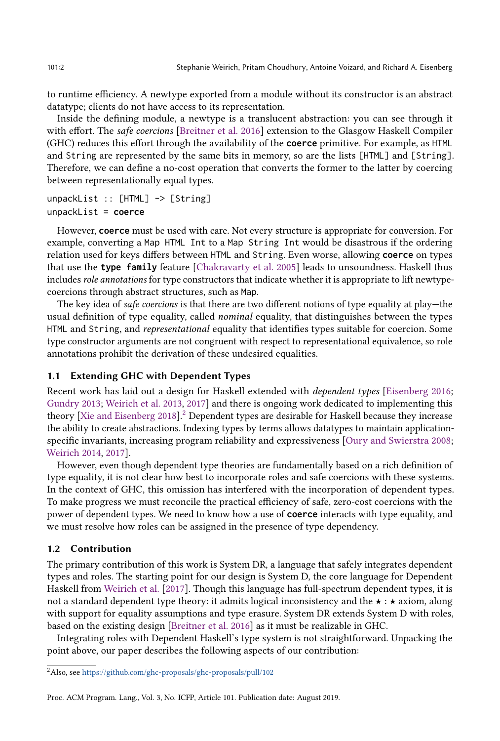to runtime efficiency. A newtype exported from a module without its constructor is an abstract datatype; clients do not have access to its representation.

Inside the defining module, a newtype is a translucent abstraction: you can see through it with effort. The *safe coercions* [Breitner et al. 2016] extension to the Glasgow Haskell Compiler (GHC) reduces this effort through the availability of the **coerce** primitive. For example, as HTML and String are represented by the same bits in memory, so are the lists [HTML] and [String]. Therefore, we can define a no-cost operation that converts the former to the latter by coercing between representationally equal types.

```
unpackList :: [HTML] -> [String]
unpackList = coerce
```

However, **coerce** must be used with care. Not every structure is appropriate for conversion. For example, converting a Map HTML Int to a Map String Int would be disastrous if the ordering relation used for keys differs between HTML and String. Even worse, allowing **coerce** on types that use the **type family** feature [Chakravarty et al. 2005] leads to unsoundness. Haskell thus includes *role annotations* for type constructors that indicate whether it is appropriate to lift newtype-coercions through abstract structures, such as Map.

The key idea of *safe coercions* is that there are two different notions of type equality at play—the usual definition of type equality, called *nominal* equality, that distinguishes between the types HTML and String, and *representational* equality that identifies types suitable for coercion. Some type constructor arguments are not congruent with respect to representational equivalence, so role annotations prohibit the derivation of these undesired equalities.

### 1.1 Extending GHC with Dependent Types

Recent work has laid out a design for Haskell extended with *dependent types* [Eisenberg 2016; Gundry 2013; Weirich et al. 2013, 2017] and there is ongoing work dedicated to implementing this theory [Xie and Eisenberg 2018].[2] Dependent types are desirable for Haskell because they increase the ability to create abstractions. Indexing types by terms allows datatypes to maintain application-specific invariants, increasing program reliability and expressiveness [Oury and Swierstra 2008; Weirich 2014, 2017].

However, even though dependent type theories are fundamentally based on a rich definition of type equality, it is not clear how best to incorporate roles and safe coercions with these systems. In the context of GHC, this omission has interfered with the incorporation of dependent types. To make progress we must reconcile the practical efficiency of safe, zero-cost coercions with the power of dependent types. We need to know how a use of **coerce** interacts with type equality, and we must resolve how roles can be assigned in the presence of type dependency.

### 1.2 Contribution

The primary contribution of this work is System DR, a language that safely integrates dependent types and roles. The starting point for our design is System D, the core language for Dependent Haskell from Weirich et al. [2017]. Though this language has full-spectrum dependent types, it is not a standard dependent type theory: it admits logical inconsistency and the $\star : \star$ axiom, along with support for equality assumptions and type erasure. System DR extends System D with roles, based on the existing design [Breitner et al. 2016] as it must be realizable in GHC.

Integrating roles with Dependent Haskell's type system is not straightforward. Unpacking the point above, our paper describes the following aspects of our contribution:

[2] Also, see https://github.com/ghc-proposals/ghc-proposals/pull/102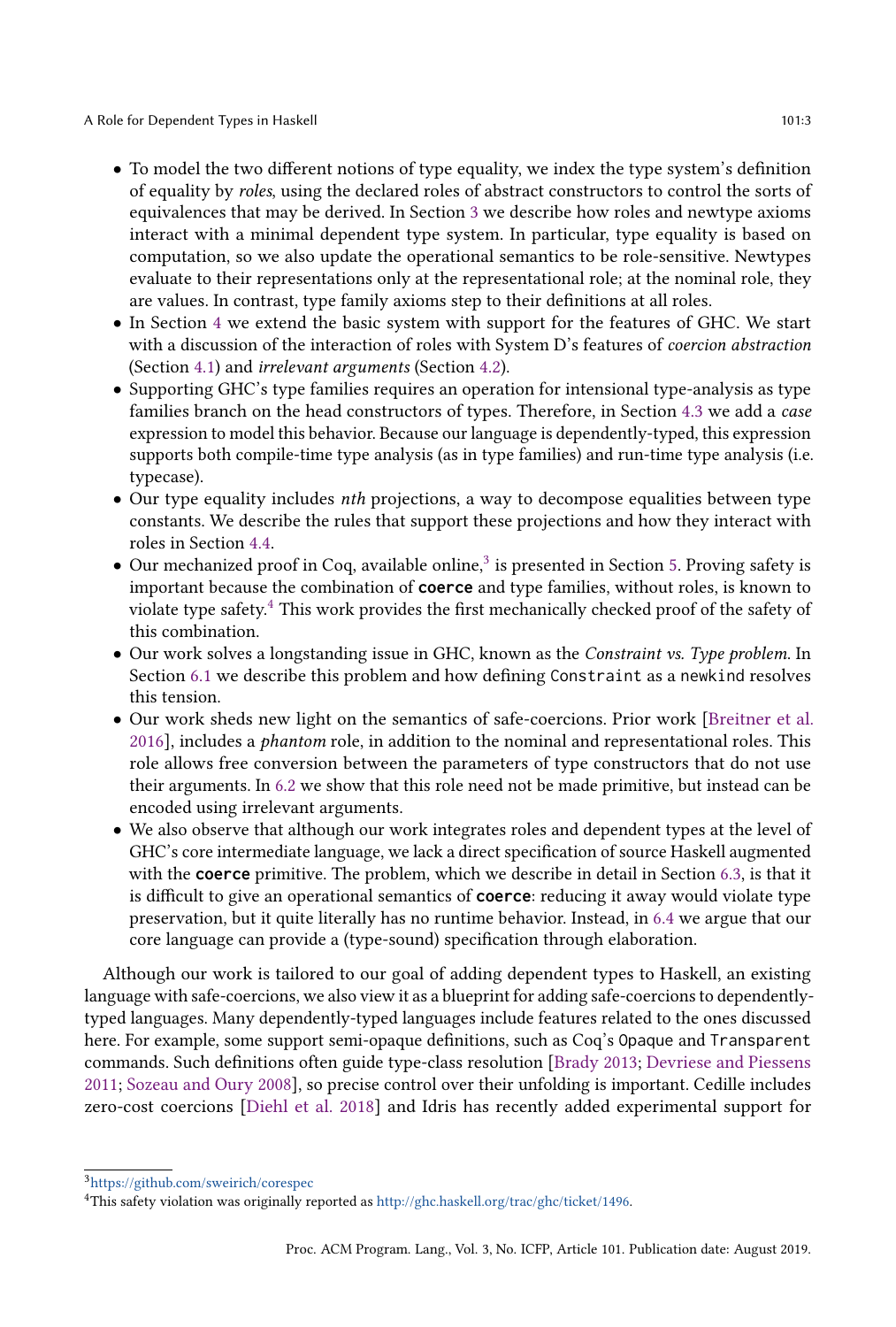- To model the two different notions of type equality, we index the type system's definition of equality by *roles*, using the declared roles of abstract constructors to control the sorts of equivalences that may be derived. In Section 3 we describe how roles and newtype axioms interact with a minimal dependent type system. In particular, type equality is based on computation, so we also update the operational semantics to be role-sensitive. Newtypes evaluate to their representations only at the representational role; at the nominal role, they are values. In contrast, type family axioms step to their definitions at all roles.
- In Section 4 we extend the basic system with support for the features of GHC. We start with a discussion of the interaction of roles with System D's features of *coercion abstraction* (Section 4.1) and *irrelevant arguments* (Section 4.2).
- Supporting GHC's type families requires an operation for intensional type-analysis as type families branch on the head constructors of types. Therefore, in Section 4.3 we add a *case* expression to model this behavior. Because our language is dependently-typed, this expression supports both compile-time type analysis (as in type families) and run-time type analysis (i.e. typecase).
- Our type equality includes *nth* projections, a way to decompose equalities between type constants. We describe the rules that support these projections and how they interact with roles in Section 4.4.
- Our mechanized proof in Coq, available online,[3] is presented in Section 5. Proving safety is important because the combination of **`coerce`** and type families, without roles, is known to violate type safety.[4] This work provides the first mechanically checked proof of the safety of this combination.
- Our work solves a longstanding issue in GHC, known as the *Constraint vs. Type problem.* In Section 6.1 we describe this problem and how defining `Constraint` as a `newkind` resolves this tension.
- Our work sheds new light on the semantics of safe-coercions. Prior work [Breitner et al. 2016], includes a *phantom* role, in addition to the nominal and representational roles. This role allows free conversion between the parameters of type constructors that do not use their arguments. In 6.2 we show that this role need not be made primitive, but instead can be encoded using irrelevant arguments.
- We also observe that although our work integrates roles and dependent types at the level of GHC's core intermediate language, we lack a direct specification of source Haskell augmented with the **`coerce`** primitive. The problem, which we describe in detail in Section 6.3, is that it is difficult to give an operational semantics of **`coerce`**: reducing it away would violate type preservation, but it quite literally has no runtime behavior. Instead, in 6.4 we argue that our core language can provide a (type-sound) specification through elaboration.

Although our work is tailored to our goal of adding dependent types to Haskell, an existing language with safe-coercions, we also view it as a blueprint for adding safe-coercions to dependently-typed languages. Many dependently-typed languages include features related to the ones discussed here. For example, some support semi-opaque definitions, such as Coq's `Opaque` and `Transparent` commands. Such definitions often guide type-class resolution [Brady 2013; Devriese and Piessens 2011; Sozeau and Oury 2008], so precise control over their unfolding is important. Cedille includes zero-cost coercions [Diehl et al. 2018] and Idris has recently added experimental support for

[3] https://github.com/sweirich/corespec

[4] This safety violation was originally reported as http://ghc.haskell.org/trac/ghc/ticket/1496.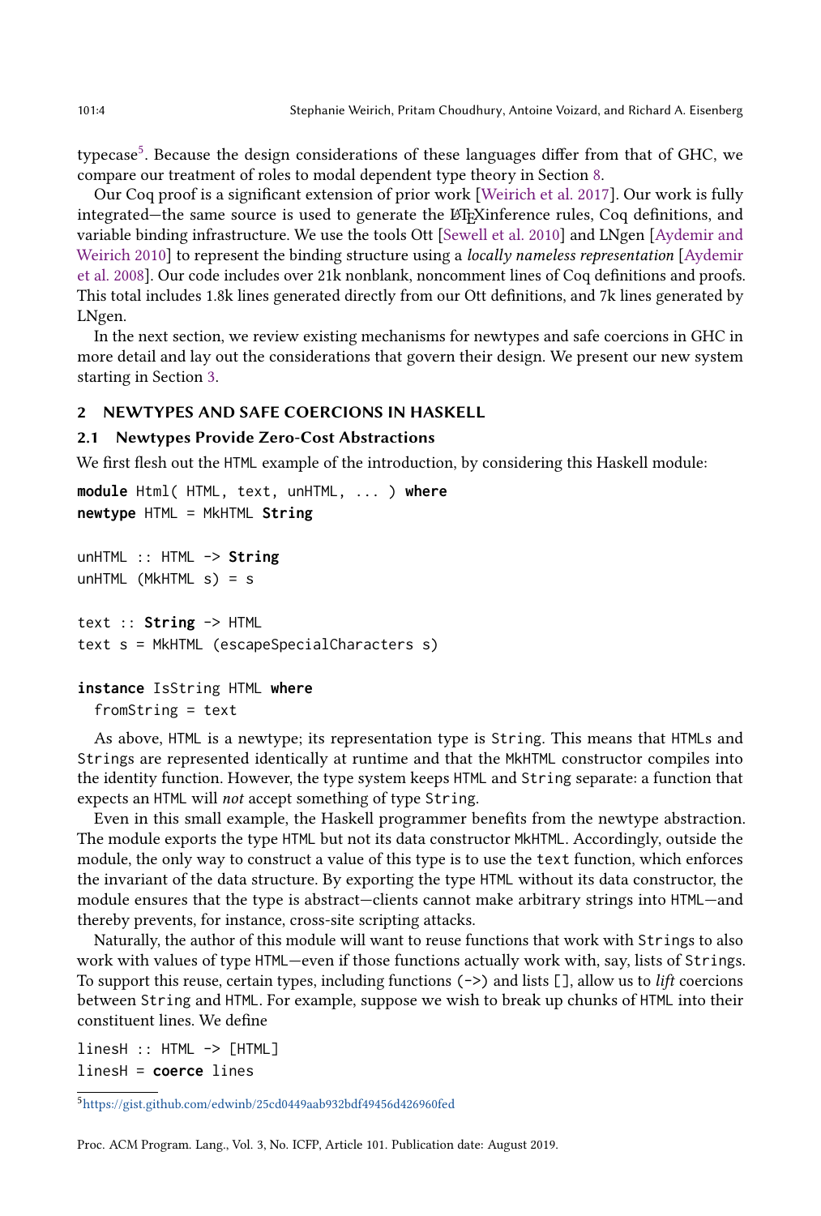typecase[5]. Because the design considerations of these languages differ from that of GHC, we compare our treatment of roles to modal dependent type theory in Section 8.

Our Coq proof is a significant extension of prior work [Weirich et al. 2017]. Our work is fully integrated—the same source is used to generate the LaTeX inference rules, Coq definitions, and variable binding infrastructure. We use the tools Ott [Sewell et al. 2010] and LNgen [Aydemir and Weirich 2010] to represent the binding structure using a *locally nameless representation* [Aydemir et al. 2008]. Our code includes over 21k nonblank, noncomment lines of Coq definitions and proofs. This total includes 1.8k lines generated directly from our Ott definitions, and 7k lines generated by LNgen.

In the next section, we review existing mechanisms for newtypes and safe coercions in GHC in more detail and lay out the considerations that govern their design. We present our new system starting in Section 3.

## 2 NEWTYPES AND SAFE COERCIONS IN HASKELL

### 2.1 Newtypes Provide Zero-Cost Abstractions

We first flesh out the HTML example of the introduction, by considering this Haskell module:

```
module Html( HTML, text, unHTML, ... ) where
newtype HTML = MkHTML String

unHTML :: HTML -> String
unHTML (MkHTML s) = s

text :: String -> HTML
text s = MkHTML (escapeSpecialCharacters s)

instance IsString HTML where
  fromString = text
```

As above, HTML is a newtype; its representation type is String. This means that HTMLs and Strings are represented identically at runtime and that the MkHTML constructor compiles into the identity function. However, the type system keeps HTML and String separate: a function that expects an HTML will *not* accept something of type String.

Even in this small example, the Haskell programmer benefits from the newtype abstraction. The module exports the type HTML but not its data constructor MkHTML. Accordingly, outside the module, the only way to construct a value of this type is to use the text function, which enforces the invariant of the data structure. By exporting the type HTML without its data constructor, the module ensures that the type is abstract—clients cannot make arbitrary strings into HTML—and thereby prevents, for instance, cross-site scripting attacks.

Naturally, the author of this module will want to reuse functions that work with Strings to also work with values of type HTML—even if those functions actually work with, say, lists of Strings. To support this reuse, certain types, including functions (->) and lists [], allow us to *lift* coercions between String and HTML. For example, suppose we wish to break up chunks of HTML into their constituent lines. We define

```
linesH :: HTML -> [HTML]
linesH = coerce lines
```

[5] https://gist.github.com/edwinb/25cd0449aab932bdf49456d426960fed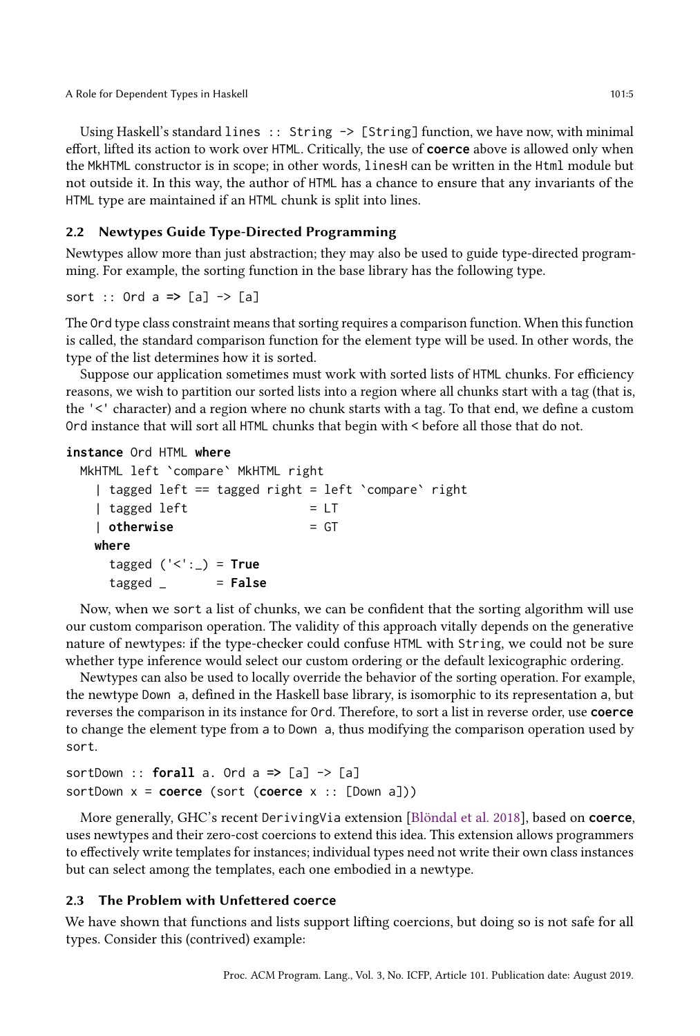Using Haskell's standard `lines :: String -> [String]` function, we have now, with minimal effort, lifted its action to work over `HTML`. Critically, the use of **coerce** above is allowed only when the `MkHTML` constructor is in scope; in other words, `linesH` can be written in the `Html` module but not outside it. In this way, the author of `HTML` has a chance to ensure that any invariants of the `HTML` type are maintained if an `HTML` chunk is split into lines.

### 2.2 Newtypes Guide Type-Directed Programming

Newtypes allow more than just abstraction; they may also be used to guide type-directed programming. For example, the sorting function in the base library has the following type.

```
sort :: Ord a => [a] -> [a]
```

The `Ord` type class constraint means that sorting requires a comparison function. When this function is called, the standard comparison function for the element type will be used. In other words, the type of the list determines how it is sorted.

Suppose our application sometimes must work with sorted lists of `HTML` chunks. For efficiency reasons, we wish to partition our sorted lists into a region where all chunks start with a tag (that is, the `'<'` character) and a region where no chunk starts with a tag. To that end, we define a custom `Ord` instance that will sort all `HTML` chunks that begin with `<` before all those that do not.

```
instance Ord HTML where
  MkHTML left `compare` MkHTML right
    | tagged left == tagged right = left `compare` right
    | tagged left                 = LT
    | otherwise                   = GT
   where
    tagged ('<':_) = True
    tagged _       = False
```

Now, when we `sort` a list of chunks, we can be confident that the sorting algorithm will use our custom comparison operation. The validity of this approach vitally depends on the generative nature of newtypes: if the type-checker could confuse `HTML` with `String`, we could not be sure whether type inference would select our custom ordering or the default lexicographic ordering.

Newtypes can also be used to locally override the behavior of the sorting operation. For example, the newtype `Down a`, defined in the Haskell base library, is isomorphic to its representation `a`, but reverses the comparison in its instance for `Ord`. Therefore, to sort a list in reverse order, use **coerce** to change the element type from `a` to `Down a`, thus modifying the comparison operation used by `sort`.

```
sortDown :: forall a. Ord a => [a] -> [a]
sortDown x = coerce (sort (coerce x :: [Down a]))
```

More generally, GHC's recent `DerivingVia` extension [Blöndal et al. 2018], based on **coerce**, uses newtypes and their zero-cost coercions to extend this idea. This extension allows programmers to effectively write templates for instances; individual types need not write their own class instances but can select among the templates, each one embodied in a newtype.

### 2.3 The Problem with Unfettered coerce

We have shown that functions and lists support lifting coercions, but doing so is not safe for all types. Consider this (contrived) example: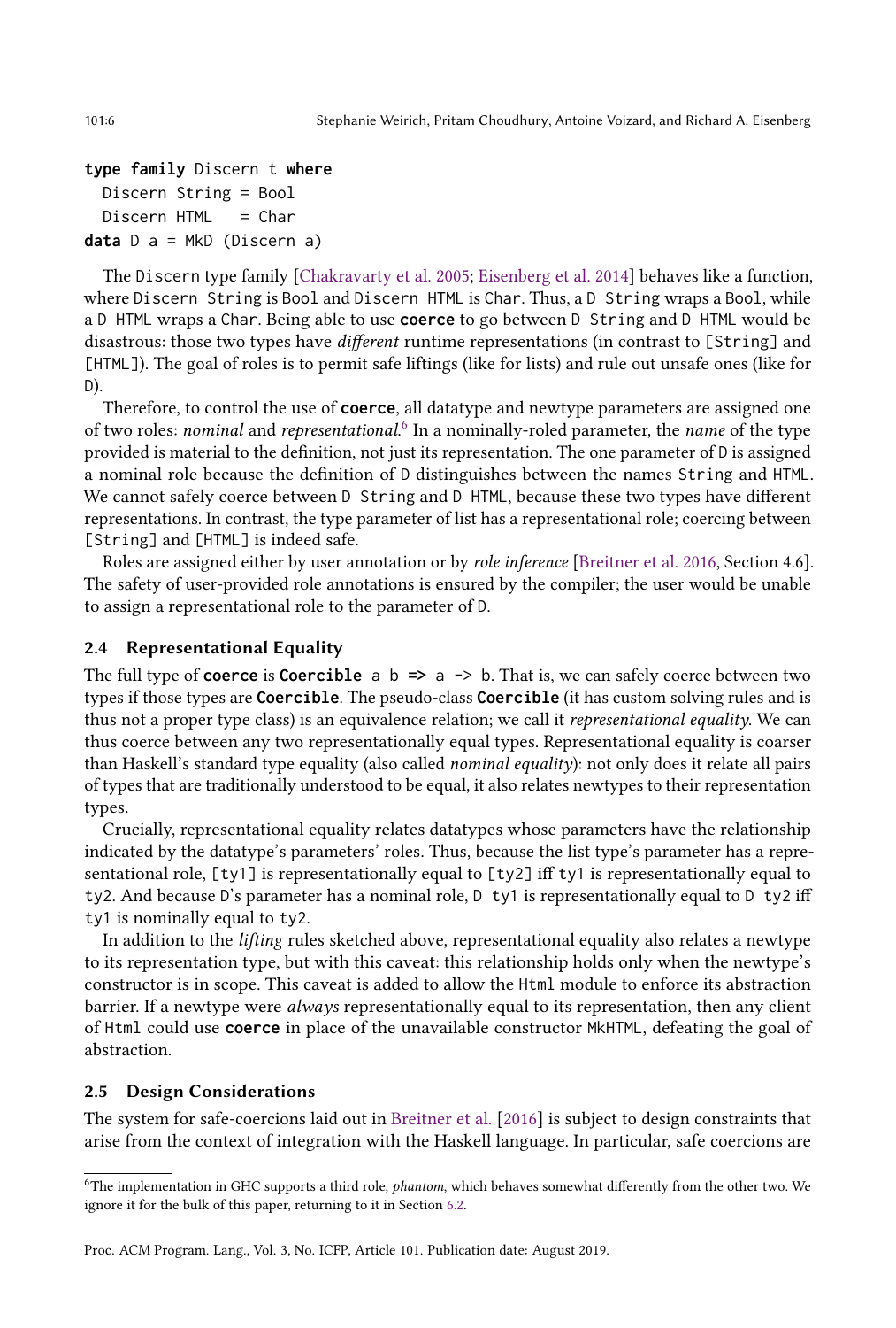```
type family Discern t where
  Discern String = Bool
  Discern HTML   = Char
data D a = MkD (Discern a)
```

The `Discern` type family [Chakravarty et al. 2005; Eisenberg et al. 2014] behaves like a function, where `Discern String` is `Bool` and `Discern HTML` is `Char`. Thus, a `D String` wraps a `Bool`, while a `D HTML` wraps a `Char`. Being able to use **`coerce`** to go between `D String` and `D HTML` would be disastrous: those two types have *different* runtime representations (in contrast to `[String]` and `[HTML]`). The goal of roles is to permit safe liftings (like for lists) and rule out unsafe ones (like for `D`).

Therefore, to control the use of **`coerce`**, all datatype and newtype parameters are assigned one of two roles: *nominal* and *representational*.[6] In a nominally-roled parameter, the *name* of the type provided is material to the definition, not just its representation. The one parameter of `D` is assigned a nominal role because the definition of `D` distinguishes between the names `String` and `HTML`. We cannot safely coerce between `D String` and `D HTML`, because these two types have different representations. In contrast, the type parameter of list has a representational role; coercing between `[String]` and `[HTML]` is indeed safe.

Roles are assigned either by user annotation or by *role inference* [Breitner et al. 2016, Section 4.6]. The safety of user-provided role annotations is ensured by the compiler; the user would be unable to assign a representational role to the parameter of `D`.

### 2.4 Representational Equality

The full type of **`coerce`** is **`Coercible`** `a b` **`=>`** `a -> b`. That is, we can safely coerce between two types if those types are **`Coercible`**. The pseudo-class **`Coercible`** (it has custom solving rules and is thus not a proper type class) is an equivalence relation; we call it *representational equality*. We can thus coerce between any two representationally equal types. Representational equality is coarser than Haskell's standard type equality (also called *nominal equality*): not only does it relate all pairs of types that are traditionally understood to be equal, it also relates newtypes to their representation types.

Crucially, representational equality relates datatypes whose parameters have the relationship indicated by the datatype's parameters' roles. Thus, because the list type's parameter has a representational role, `[ty1]` is representationally equal to `[ty2]` iff `ty1` is representationally equal to `ty2`. And because `D`'s parameter has a nominal role, `D ty1` is representationally equal to `D ty2` iff `ty1` is nominally equal to `ty2`.

In addition to the *lifting* rules sketched above, representational equality also relates a newtype to its representation type, but with this caveat: this relationship holds only when the newtype's constructor is in scope. This caveat is added to allow the `Html` module to enforce its abstraction barrier. If a newtype were *always* representationally equal to its representation, then any client of `Html` could use **`coerce`** in place of the unavailable constructor `MkHTML`, defeating the goal of abstraction.

### 2.5 Design Considerations

The system for safe-coercions laid out in Breitner et al. [2016] is subject to design constraints that arise from the context of integration with the Haskell language. In particular, safe coercions are

[6] The implementation in GHC supports a third role, *phantom*, which behaves somewhat differently from the other two. We ignore it for the bulk of this paper, returning to it in Section 6.2.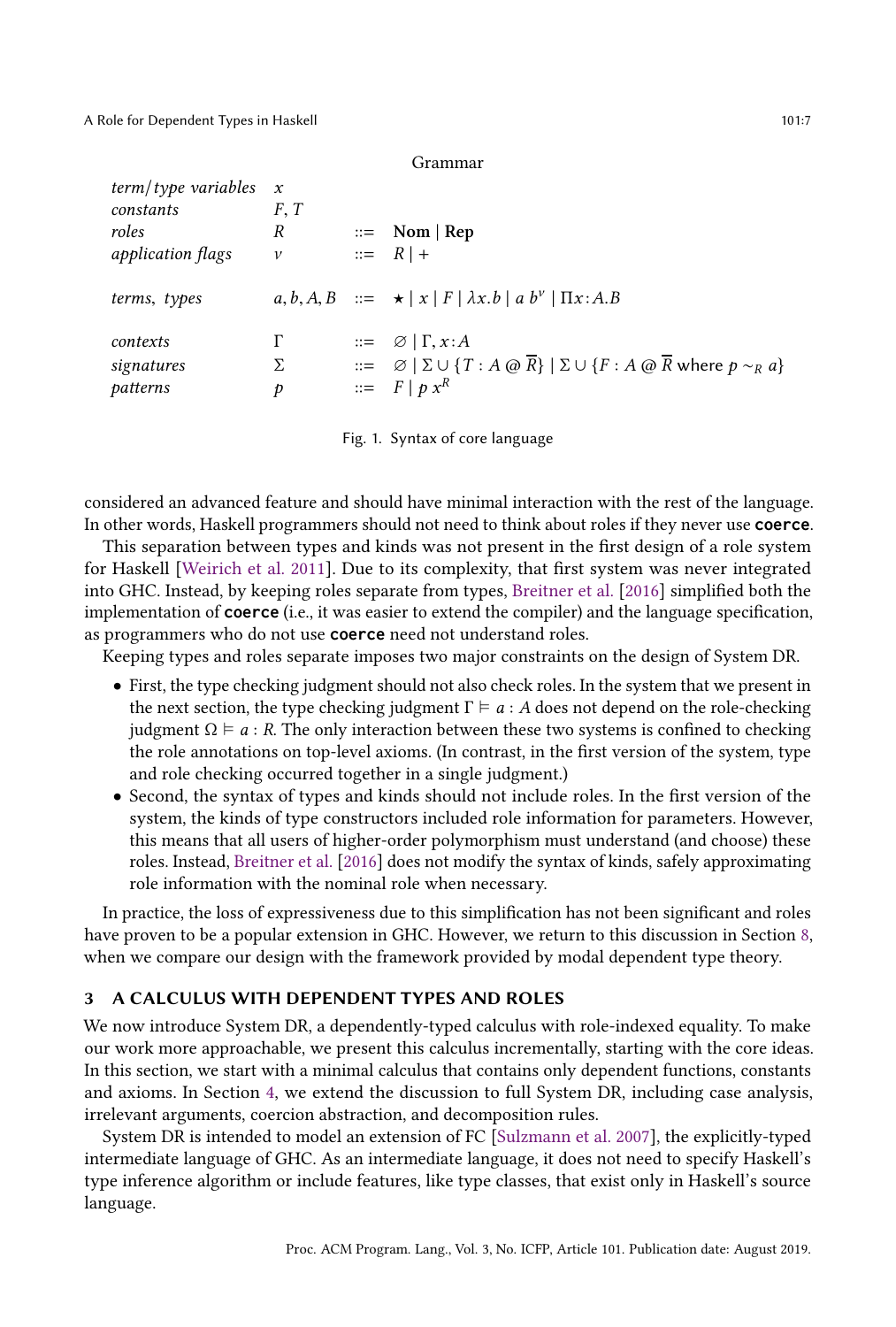**Grammar**

| | | | |
|---|---|---|---|
| *term/type variables* | $x$ | | |
| *constants* | $F, T$ | | |
| *roles* | $R$ | $::=$ | $\textbf{Nom} \mid \textbf{Rep}$ |
| *application flags* | $\nu$ | $::=$ | $R \mid +$ |
| *terms, types* | $a, b, A, B$ | $::=$ | $\star \mid x \mid F \mid \lambda x.b \mid a\ b^{\nu} \mid \Pi x\!:\!A.B$ |
| *contexts* | $\Gamma$ | $::=$ | $\varnothing \mid \Gamma, x\!:\!A$ |
| *signatures* | $\Sigma$ | $::=$ | $\varnothing \mid \Sigma \cup \{T : A \mathbin{@} \overline{R}\} \mid \Sigma \cup \{F : A \mathbin{@} \overline{R} \text{ where } p \sim_R a\}$ |
| *patterns* | $p$ | $::=$ | $F \mid p\ x^R$ |

Fig. 1. Syntax of core language

considered an advanced feature and should have minimal interaction with the rest of the language. In other words, Haskell programmers should not need to think about roles if they never use **`coerce`**.

This separation between types and kinds was not present in the first design of a role system for Haskell [Weirich et al. 2011]. Due to its complexity, that first system was never integrated into GHC. Instead, by keeping roles separate from types, Breitner et al. [2016] simplified both the implementation of **`coerce`** (i.e., it was easier to extend the compiler) and the language specification, as programmers who do not use **`coerce`** need not understand roles.

Keeping types and roles separate imposes two major constraints on the design of System DR.

- First, the type checking judgment should not also check roles. In the system that we present in the next section, the type checking judgment $\Gamma \vDash a : A$ does not depend on the role-checking judgment $\Omega \vDash a : R$. The only interaction between these two systems is confined to checking the role annotations on top-level axioms. (In contrast, in the first version of the system, type and role checking occurred together in a single judgment.)
- Second, the syntax of types and kinds should not include roles. In the first version of the system, the kinds of type constructors included role information for parameters. However, this means that all users of higher-order polymorphism must understand (and choose) these roles. Instead, Breitner et al. [2016] does not modify the syntax of kinds, safely approximating role information with the nominal role when necessary.

In practice, the loss of expressiveness due to this simplification has not been significant and roles have proven to be a popular extension in GHC. However, we return to this discussion in Section 8, when we compare our design with the framework provided by modal dependent type theory.

## 3 A CALCULUS WITH DEPENDENT TYPES AND ROLES

We now introduce System DR, a dependently-typed calculus with role-indexed equality. To make our work more approachable, we present this calculus incrementally, starting with the core ideas. In this section, we start with a minimal calculus that contains only dependent functions, constants and axioms. In Section 4, we extend the discussion to full System DR, including case analysis, irrelevant arguments, coercion abstraction, and decomposition rules.

System DR is intended to model an extension of FC [Sulzmann et al. 2007], the explicitly-typed intermediate language of GHC. As an intermediate language, it does not need to specify Haskell's type inference algorithm or include features, like type classes, that exist only in Haskell's source language.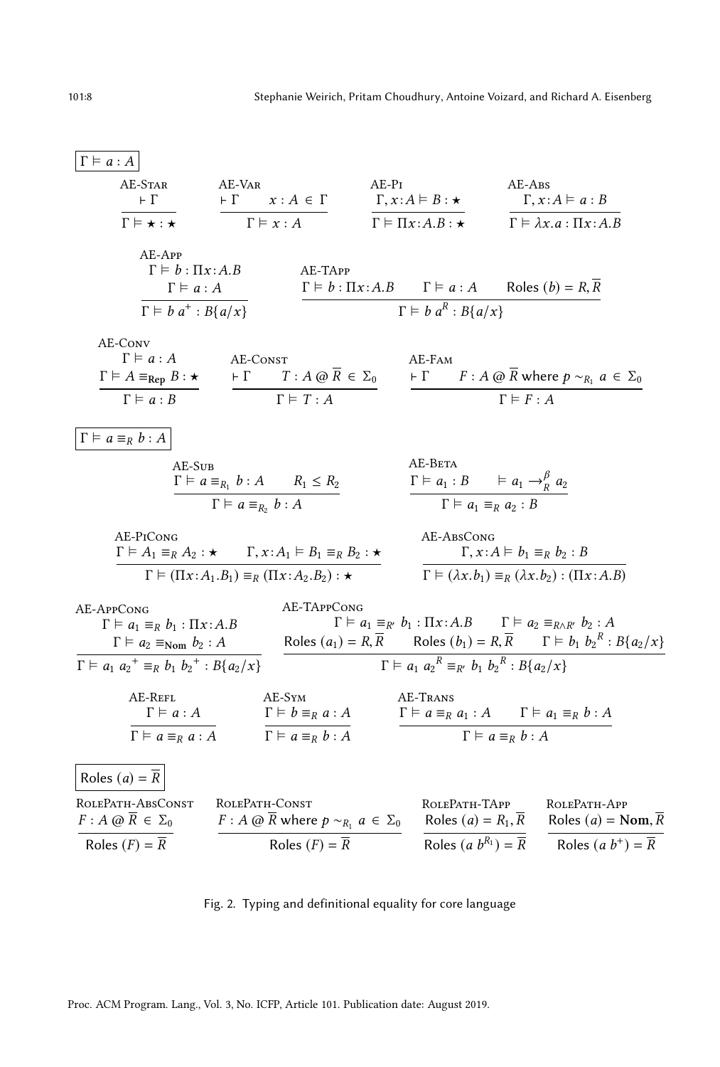$$\boxed{\Gamma \vDash a : A}$$

$$\text{AE-Star}\ \frac{\vdash \Gamma}{\Gamma \vDash \star : \star} \qquad \text{AE-Var}\ \frac{\vdash \Gamma \quad x : A \in \Gamma}{\Gamma \vDash x : A} \qquad \text{AE-Pi}\ \frac{\Gamma, x{:}A \vDash B : \star}{\Gamma \vDash \Pi x{:}A.B : \star} \qquad \text{AE-Abs}\ \frac{\Gamma, x{:}A \vDash a : B}{\Gamma \vDash \lambda x.a : \Pi x{:}A.B}$$

$$\text{AE-App}\ \frac{\Gamma \vDash b : \Pi x{:}A.B \quad \Gamma \vDash a : A}{\Gamma \vDash b\ a^{+} : B\{a/x\}} \qquad \text{AE-TApp}\ \frac{\Gamma \vDash b : \Pi x{:}A.B \quad \Gamma \vDash a : A \quad \mathsf{Roles}\ (b) = R, \overline{R}}{\Gamma \vDash b\ a^{R} : B\{a/x\}}$$

$$\text{AE-Conv}\ \frac{\Gamma \vDash a : A \quad \Gamma \vDash A \equiv_{\mathbf{Rep}} B : \star}{\Gamma \vDash a : B} \qquad \text{AE-Const}\ \frac{\vdash \Gamma \quad T : A \mathbin{@} \overline{R} \in \Sigma_0}{\Gamma \vDash T : A} \qquad \text{AE-Fam}\ \frac{\vdash \Gamma \quad F : A \mathbin{@} \overline{R} \text{ where } p \sim_{R_1} a \in \Sigma_0}{\Gamma \vDash F : A}$$

$$\boxed{\Gamma \vDash a \equiv_R b : A}$$

$$\text{AE-Sub}\ \frac{\Gamma \vDash a \equiv_{R_1} b : A \quad R_1 \leq R_2}{\Gamma \vDash a \equiv_{R_2} b : A} \qquad \text{AE-Beta}\ \frac{\Gamma \vDash a_1 : B \quad \vDash a_1 \to^{\beta}_{R} a_2}{\Gamma \vDash a_1 \equiv_R a_2 : B}$$

$$\text{AE-PiCong}\ \frac{\Gamma \vDash A_1 \equiv_R A_2 : \star \quad \Gamma, x{:}A_1 \vDash B_1 \equiv_R B_2 : \star}{\Gamma \vDash (\Pi x{:}A_1.B_1) \equiv_R (\Pi x{:}A_2.B_2) : \star} \qquad \text{AE-AbsCong}\ \frac{\Gamma, x{:}A \vDash b_1 \equiv_R b_2 : B}{\Gamma \vDash (\lambda x.b_1) \equiv_R (\lambda x.b_2) : (\Pi x{:}A.B)}$$

$$\text{AE-AppCong}\ \frac{\Gamma \vDash a_1 \equiv_R b_1 : \Pi x{:}A.B \quad \Gamma \vDash a_2 \equiv_{\mathbf{Nom}} b_2 : A}{\Gamma \vDash a_1\ {a_2}^{+} \equiv_R b_1\ {b_2}^{+} : B\{a_2/x\}}$$

$$\text{AE-TAppCong}\ \frac{\begin{array}{c}\Gamma \vDash a_1 \equiv_{R'} b_1 : \Pi x{:}A.B \qquad \Gamma \vDash a_2 \equiv_{R \wedge R'} b_2 : A \\ \mathsf{Roles}\ (a_1) = R, \overline{R} \qquad \mathsf{Roles}\ (b_1) = R, \overline{R} \qquad \Gamma \vDash b_1\ {b_2}^{R} : B\{a_2/x\}\end{array}}{\Gamma \vDash a_1\ {a_2}^{R} \equiv_{R'} b_1\ {b_2}^{R} : B\{a_2/x\}}$$

$$\text{AE-Refl}\ \frac{\Gamma \vDash a : A}{\Gamma \vDash a \equiv_R a : A} \qquad \text{AE-Sym}\ \frac{\Gamma \vDash b \equiv_R a : A}{\Gamma \vDash a \equiv_R b : A} \qquad \text{AE-Trans}\ \frac{\Gamma \vDash a \equiv_R a_1 : A \quad \Gamma \vDash a_1 \equiv_R b : A}{\Gamma \vDash a \equiv_R b : A}$$

$$\boxed{\mathsf{Roles}\ (a) = \overline{R}}$$

$$\text{RolePath-AbsConst}\ \frac{F : A \mathbin{@} \overline{R} \in \Sigma_0}{\mathsf{Roles}\ (F) = \overline{R}} \qquad \text{RolePath-Const}\ \frac{F : A \mathbin{@} \overline{R} \text{ where } p \sim_{R_1} a \in \Sigma_0}{\mathsf{Roles}\ (F) = \overline{R}}$$

$$\text{RolePath-TApp}\ \frac{\mathsf{Roles}\ (a) = R_1, \overline{R}}{\mathsf{Roles}\ (a\ b^{R_1}) = \overline{R}} \qquad \text{RolePath-App}\ \frac{\mathsf{Roles}\ (a) = \mathbf{Nom}, \overline{R}}{\mathsf{Roles}\ (a\ b^{+}) = \overline{R}}$$

Fig. 2. Typing and definitional equality for core language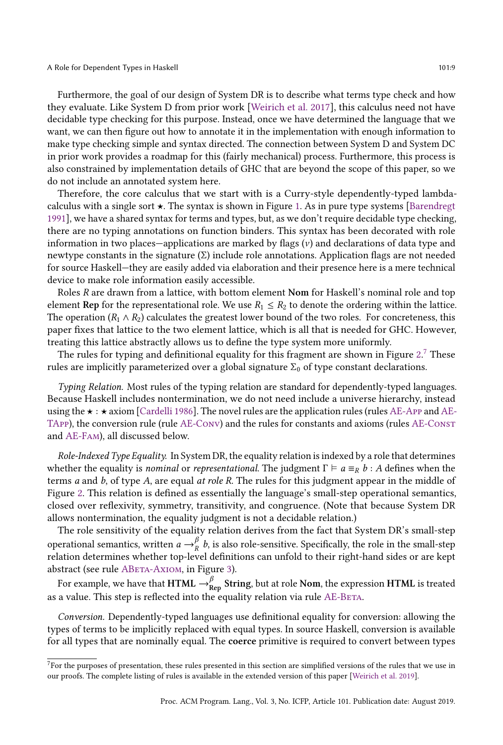Furthermore, the goal of our design of System DR is to describe what terms type check and how they evaluate. Like System D from prior work [Weirich et al. 2017], this calculus need not have decidable type checking for this purpose. Instead, once we have determined the language that we want, we can then figure out how to annotate it in the implementation with enough information to make type checking simple and syntax directed. The connection between System D and System DC in prior work provides a roadmap for this (fairly mechanical) process. Furthermore, this process is also constrained by implementation details of GHC that are beyond the scope of this paper, so we do not include an annotated system here.

Therefore, the core calculus that we start with is a Curry-style dependently-typed lambda-calculus with a single sort $\star$. The syntax is shown in Figure 1. As in pure type systems [Barendregt 1991], we have a shared syntax for terms and types, but, as we don't require decidable type checking, there are no typing annotations on function binders. This syntax has been decorated with role information in two places—applications are marked by flags ($\nu$) and declarations of data type and newtype constants in the signature ($\Sigma$) include role annotations. Application flags are not needed for source Haskell—they are easily added via elaboration and their presence here is a mere technical device to make role information easily accessible.

Roles $R$ are drawn from a lattice, with bottom element **Nom** for Haskell's nominal role and top element **Rep** for the representational role. We use $R_1 \leq R_2$ to denote the ordering within the lattice. The operation $(R_1 \wedge R_2)$ calculates the greatest lower bound of the two roles. For concreteness, this paper fixes that lattice to the two element lattice, which is all that is needed for GHC. However, treating this lattice abstractly allows us to define the type system more uniformly.

The rules for typing and definitional equality for this fragment are shown in Figure 2.[7] These rules are implicitly parameterized over a global signature $\Sigma_0$ of type constant declarations.

*Typing Relation.* Most rules of the typing relation are standard for dependently-typed languages. Because Haskell includes nontermination, we do not need include a universe hierarchy, instead using the $\star : \star$ axiom [Cardelli 1986]. The novel rules are the application rules (rules AE-App and AE-TApp), the conversion rule (rule AE-Conv) and the rules for constants and axioms (rules AE-Const and AE-Fam), all discussed below.

*Role-Indexed Type Equality.* In System DR, the equality relation is indexed by a role that determines whether the equality is *nominal* or *representational*. The judgment $\Gamma \vDash a \equiv_R b : A$ defines when the terms $a$ and $b$, of type $A$, are equal *at role R*. The rules for this judgment appear in the middle of Figure 2. This relation is defined as essentially the language's small-step operational semantics, closed over reflexivity, symmetry, transitivity, and congruence. (Note that because System DR allows nontermination, the equality judgment is not a decidable relation.)

The role sensitivity of the equality relation derives from the fact that System DR's small-step operational semantics, written $a \rightarrow^{\beta}_{R} b$, is also role-sensitive. Specifically, the role in the small-step relation determines whether top-level definitions can unfold to their right-hand sides or are kept abstract (see rule ABeta-Axiom, in Figure 3).

For example, we have that $\textbf{HTML} \rightarrow^{\beta}_{\textbf{Rep}} \textbf{String}$, but at role **Nom**, the expression **HTML** is treated as a value. This step is reflected into the equality relation via rule AE-Beta.

*Conversion.* Dependently-typed languages use definitional equality for conversion: allowing the types of terms to be implicitly replaced with equal types. In source Haskell, conversion is available for all types that are nominally equal. The **coerce** primitive is required to convert between types

[7] For the purposes of presentation, these rules presented in this section are simplified versions of the rules that we use in our proofs. The complete listing of rules is available in the extended version of this paper [Weirich et al. 2019].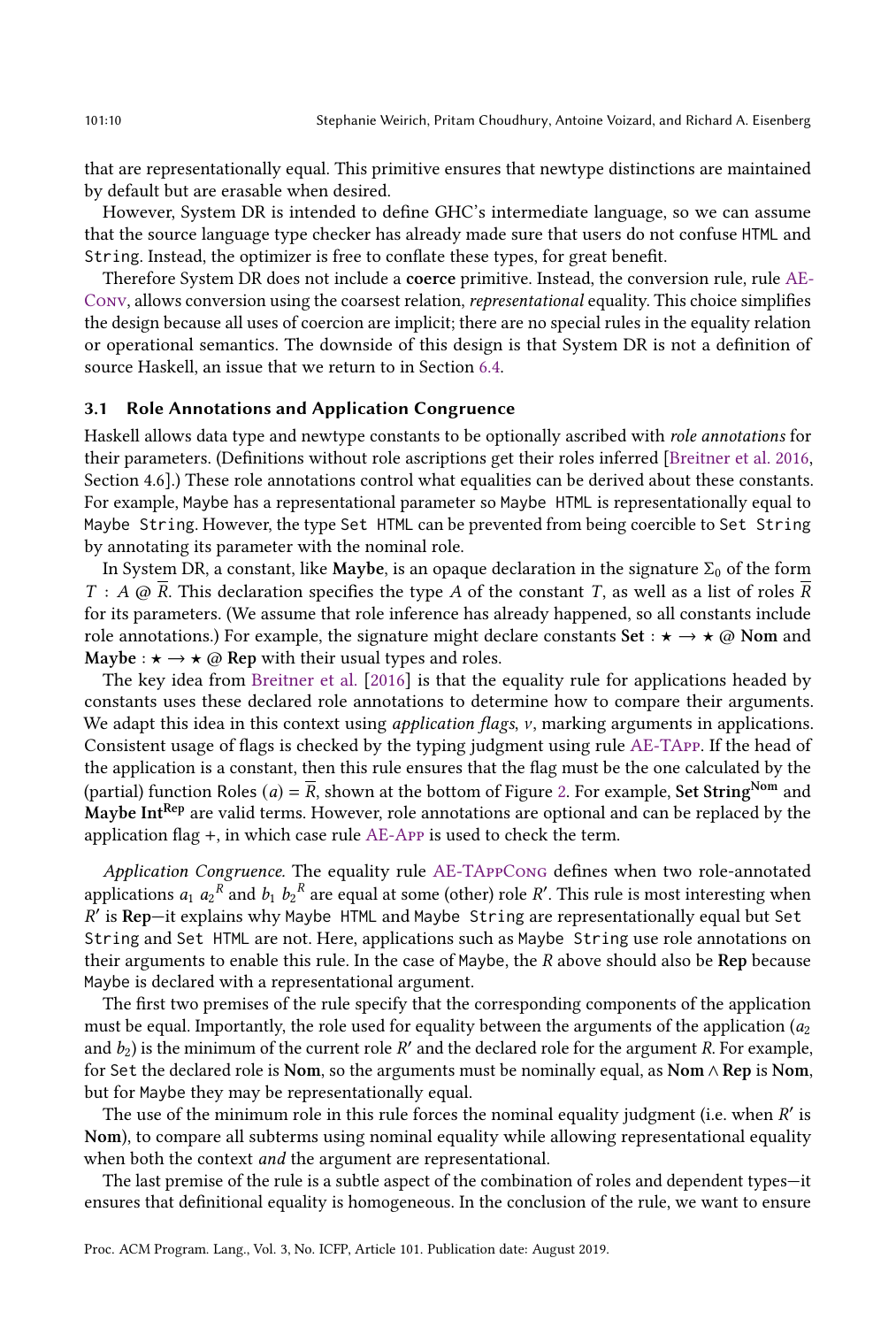that are representationally equal. This primitive ensures that newtype distinctions are maintained by default but are erasable when desired.

However, System DR is intended to define GHC's intermediate language, so we can assume that the source language type checker has already made sure that users do not confuse `HTML` and `String`. Instead, the optimizer is free to conflate these types, for great benefit.

Therefore System DR does not include a **coerce** primitive. Instead, the conversion rule, rule AE-Conv, allows conversion using the coarsest relation, *representational* equality. This choice simplifies the design because all uses of coercion are implicit; there are no special rules in the equality relation or operational semantics. The downside of this design is that System DR is not a definition of source Haskell, an issue that we return to in Section 6.4.

### 3.1 Role Annotations and Application Congruence

Haskell allows data type and newtype constants to be optionally ascribed with *role annotations* for their parameters. (Definitions without role ascriptions get their roles inferred [Breitner et al. 2016, Section 4.6].) These role annotations control what equalities can be derived about these constants. For example, `Maybe` has a representational parameter so `Maybe HTML` is representationally equal to `Maybe String`. However, the type `Set HTML` can be prevented from being coercible to `Set String` by annotating its parameter with the nominal role.

In System DR, a constant, like **Maybe**, is an opaque declaration in the signature $\Sigma_0$ of the form $T : A @ \overline{R}$. This declaration specifies the type $A$ of the constant $T$, as well as a list of roles $\overline{R}$ for its parameters. (We assume that role inference has already happened, so all constants include role annotations.) For example, the signature might declare constants $\mathbf{Set} : \star \to \star @ \mathbf{Nom}$ and $\mathbf{Maybe} : \star \to \star @ \mathbf{Rep}$ with their usual types and roles.

The key idea from Breitner et al. [2016] is that the equality rule for applications headed by constants uses these declared role annotations to determine how to compare their arguments. We adapt this idea in this context using *application flags*, $\nu$, marking arguments in applications. Consistent usage of flags is checked by the typing judgment using rule AE-TApp. If the head of the application is a constant, then this rule ensures that the flag must be the one calculated by the (partial) function Roles $(a) = \overline{R}$, shown at the bottom of Figure 2. For example, $\mathbf{Set}\ \mathbf{String}^{\mathbf{Nom}}$ and $\mathbf{Maybe}\ \mathbf{Int}^{\mathbf{Rep}}$ are valid terms. However, role annotations are optional and can be replaced by the application flag $+$, in which case rule AE-App is used to check the term.

*Application Congruence.* The equality rule AE-TAppCong defines when two role-annotated applications $a_1\ a_2{}^R$ and $b_1\ b_2{}^R$ are equal at some (other) role $R'$. This rule is most interesting when $R'$ is **Rep**—it explains why `Maybe HTML` and `Maybe String` are representationally equal but `Set String` and `Set HTML` are not. Here, applications such as `Maybe String` use role annotations on their arguments to enable this rule. In the case of `Maybe`, the $R$ above should also be **Rep** because `Maybe` is declared with a representational argument.

The first two premises of the rule specify that the corresponding components of the application must be equal. Importantly, the role used for equality between the arguments of the application ($a_2$ and $b_2$) is the minimum of the current role $R'$ and the declared role for the argument $R$. For example, for `Set` the declared role is **Nom**, so the arguments must be nominally equal, as $\mathbf{Nom} \wedge \mathbf{Rep}$ is **Nom**, but for `Maybe` they may be representationally equal.

The use of the minimum role in this rule forces the nominal equality judgment (i.e. when $R'$ is **Nom**), to compare all subterms using nominal equality while allowing representational equality when both the context *and* the argument are representational.

The last premise of the rule is a subtle aspect of the combination of roles and dependent types—it ensures that definitional equality is homogeneous. In the conclusion of the rule, we want to ensure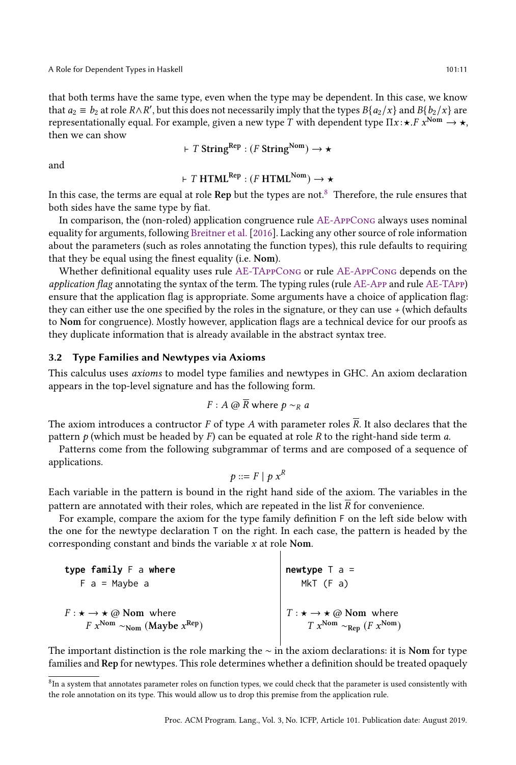that both terms have the same type, even when the type may be dependent. In this case, we know that $a_2 \equiv b_2$ at role $R \wedge R'$, but this does not necessarily imply that the types $B\{a_2/x\}$ and $B\{b_2/x\}$ are representationally equal. For example, given a new type $T$ with dependent type $\Pi x{:}\star.F\ x^{\mathbf{Nom}} \rightarrow \star$, then we can show

$$\vdash T\ \mathbf{String}^{\mathbf{Rep}} : (F\ \mathbf{String}^{\mathbf{Nom}}) \rightarrow \star$$

and

$$\vdash T\ \mathbf{HTML}^{\mathbf{Rep}} : (F\ \mathbf{HTML}^{\mathbf{Nom}}) \rightarrow \star$$

In this case, the terms are equal at role **Rep** but the types are not.[8] Therefore, the rule ensures that both sides have the same type by fiat.

In comparison, the (non-roled) application congruence rule AE-AppCong always uses nominal equality for arguments, following Breitner et al. [2016]. Lacking any other source of role information about the parameters (such as roles annotating the function types), this rule defaults to requiring that they be equal using the finest equality (i.e. **Nom**).

Whether definitional equality uses rule AE-TAppCong or rule AE-AppCong depends on the *application flag* annotating the syntax of the term. The typing rules (rule AE-App and rule AE-TApp) ensure that the application flag is appropriate. Some arguments have a choice of application flag: they can either use the one specified by the roles in the signature, or they can use + (which defaults to **Nom** for congruence). Mostly however, application flags are a technical device for our proofs as they duplicate information that is already available in the abstract syntax tree.

### 3.2 Type Families and Newtypes via Axioms

This calculus uses *axioms* to model type families and newtypes in GHC. An axiom declaration appears in the top-level signature and has the following form.

$$F : A\ @\ \overline{R} \text{ where } p \sim_R a$$

The axiom introduces a contructor $F$ of type $A$ with parameter roles $\overline{R}$. It also declares that the pattern $p$ (which must be headed by $F$) can be equated at role $R$ to the right-hand side term $a$.

Patterns come from the following subgrammar of terms and are composed of a sequence of applications.

$$p ::= F \mid p\ x^R$$

Each variable in the pattern is bound in the right hand side of the axiom. The variables in the pattern are annotated with their roles, which are repeated in the list $\overline{R}$ for convenience.

For example, compare the axiom for the type family definition F on the left side below with the one for the newtype declaration T on the right. In each case, the pattern is headed by the corresponding constant and binds the variable $x$ at role **Nom**.

```
type family F a where
   F a = Maybe a
```

$$F : \star \rightarrow \star\ @\ \mathbf{Nom} \text{ where } F\ x^{\mathbf{Nom}} \sim_{\mathbf{Nom}} (\mathbf{Maybe}\ x^{\mathbf{Rep}})$$

```
newtype T a =
   MkT (F a)
```

$$T : \star \rightarrow \star\ @\ \mathbf{Nom} \text{ where } T\ x^{\mathbf{Nom}} \sim_{\mathbf{Rep}} (F\ x^{\mathbf{Nom}})$$

The important distinction is the role marking the $\sim$ in the axiom declarations: it is **Nom** for type families and **Rep** for newtypes. This role determines whether a definition should be treated opaquely

[8] In a system that annotates parameter roles on function types, we could check that the parameter is used consistently with the role annotation on its type. This would allow us to drop this premise from the application rule.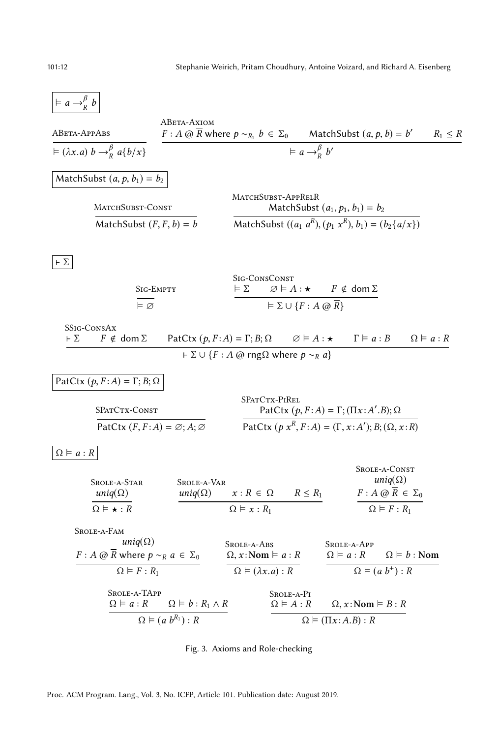$$\boxed{\vDash a \rightarrow^{\beta}_{R} b}$$

ABeta-AppAbs

$$\frac{}{\vDash (\lambda x.a)\ b \rightarrow^{\beta}_{R} a\{b/x\}}$$

ABeta-Axiom

$$\frac{F : A \mathbin{@} \overline{R} \text{ where } p \sim_{R_1} b \in \Sigma_0 \qquad \mathsf{MatchSubst}\ (a, p, b) = b' \qquad R_1 \leq R}{\vDash a \rightarrow^{\beta}_{R} b'}$$

$$\boxed{\mathsf{MatchSubst}\ (a, p, b_1) = b_2}$$

MatchSubst-Const

$$\frac{}{\mathsf{MatchSubst}\ (F, F, b) = b}$$

MatchSubst-AppRelR

$$\frac{\mathsf{MatchSubst}\ (a_1, p_1, b_1) = b_2}{\mathsf{MatchSubst}\ ((a_1\ a^{R}), (p_1\ x^{R}), b_1) = (b_2\{a/x\})}$$

$$\boxed{\vdash \Sigma}$$

Sig-Empty

$$\frac{}{\vDash \varnothing}$$

Sig-ConsConst

$$\frac{\vDash \Sigma \qquad \varnothing \vDash A : \star \qquad F \notin \mathsf{dom}\,\Sigma}{\vDash \Sigma \cup \{F : A \mathbin{@} \overline{R}\}}$$

SSig-ConsAx

$$\frac{\vdash \Sigma \qquad F \notin \mathsf{dom}\,\Sigma \qquad \mathsf{PatCtx}\ (p, F\!:\!A) = \Gamma; B; \Omega \qquad \varnothing \vDash A : \star \qquad \Gamma \vDash a : B \qquad \Omega \vDash a : R}{\vdash \Sigma \cup \{F : A \mathbin{@} \mathsf{rng}\Omega \text{ where } p \sim_{R} a\}}$$

$$\boxed{\mathsf{PatCtx}\ (p, F\!:\!A) = \Gamma; B; \Omega}$$

SPatCtx-Const

$$\frac{}{\mathsf{PatCtx}\ (F, F\!:\!A) = \varnothing; A; \varnothing}$$

SPatCtx-PiRel

$$\frac{\mathsf{PatCtx}\ (p, F\!:\!A) = \Gamma; (\Pi x\!:\!A'.B); \Omega}{\mathsf{PatCtx}\ (p\ x^{R}, F\!:\!A) = (\Gamma, x\!:\!A'); B; (\Omega, x\!:\!R)}$$

$$\boxed{\Omega \vDash a : R}$$

Srole-a-Star

$$\frac{uniq(\Omega)}{\Omega \vDash \star : R}$$

Srole-a-Var

$$\frac{uniq(\Omega) \qquad x : R \in \Omega \qquad R \leq R_1}{\Omega \vDash x : R_1}$$

Srole-a-Const

$$\frac{uniq(\Omega) \qquad F : A \mathbin{@} \overline{R} \in \Sigma_0}{\Omega \vDash F : R_1}$$

Srole-a-Fam

$$\frac{uniq(\Omega) \qquad F : A \mathbin{@} \overline{R} \text{ where } p \sim_{R} a \in \Sigma_0}{\Omega \vDash F : R_1}$$

Srole-a-Abs

$$\frac{\Omega, x\!:\!\mathbf{Nom} \vDash a : R}{\Omega \vDash (\lambda x.a) : R}$$

Srole-a-App

$$\frac{\Omega \vDash a : R \qquad \Omega \vDash b : \mathbf{Nom}}{\Omega \vDash (a\ b^{+}) : R}$$

Srole-a-TApp

$$\frac{\Omega \vDash a : R \qquad \Omega \vDash b : R_1 \wedge R}{\Omega \vDash (a\ b^{R_1}) : R}$$

Srole-a-Pi

$$\frac{\Omega \vDash A : R \qquad \Omega, x\!:\!\mathbf{Nom} \vDash B : R}{\Omega \vDash (\Pi x\!:\!A.B) : R}$$

Fig. 3. Axioms and Role-checking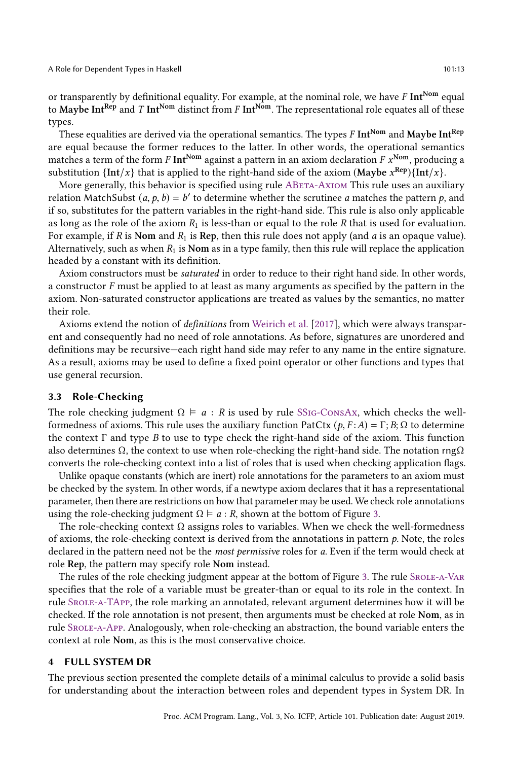or transparently by definitional equality. For example, at the nominal role, we have $F\ \mathbf{Int}^{\mathbf{Nom}}$ equal to $\mathbf{Maybe}\ \mathbf{Int}^{\mathbf{Rep}}$ and $T\ \mathbf{Int}^{\mathbf{Nom}}$ distinct from $F\ \mathbf{Int}^{\mathbf{Nom}}$. The representational role equates all of these types.

These equalities are derived via the operational semantics. The types $F\ \mathbf{Int}^{\mathbf{Nom}}$ and $\mathbf{Maybe}\ \mathbf{Int}^{\mathbf{Rep}}$ are equal because the former reduces to the latter. In other words, the operational semantics matches a term of the form $F\ \mathbf{Int}^{\mathbf{Nom}}$ against a pattern in an axiom declaration $F\ x^{\mathbf{Nom}}$, producing a substitution $\{\mathbf{Int}/x\}$ that is applied to the right-hand side of the axiom $(\mathbf{Maybe}\ x^{\mathbf{Rep}})\{\mathbf{Int}/x\}$.

More generally, this behavior is specified using rule ABeta-Axiom This rule uses an auxiliary relation $\mathsf{MatchSubst}\ (a, p, b) = b'$ to determine whether the scrutinee $a$ matches the pattern $p$, and if so, substitutes for the pattern variables in the right-hand side. This rule is also only applicable as long as the role of the axiom $R_1$ is less-than or equal to the role $R$ that is used for evaluation. For example, if $R$ is $\mathbf{Nom}$ and $R_1$ is $\mathbf{Rep}$, then this rule does not apply (and $a$ is an opaque value). Alternatively, such as when $R_1$ is $\mathbf{Nom}$ as in a type family, then this rule will replace the application headed by a constant with its definition.

Axiom constructors must be *saturated* in order to reduce to their right hand side. In other words, a constructor $F$ must be applied to at least as many arguments as specified by the pattern in the axiom. Non-saturated constructor applications are treated as values by the semantics, no matter their role.

Axioms extend the notion of *definitions* from Weirich et al. [2017], which were always transparent and consequently had no need of role annotations. As before, signatures are unordered and definitions may be recursive—each right hand side may refer to any name in the entire signature. As a result, axioms may be used to define a fixed point operator or other functions and types that use general recursion.

### 3.3 Role-Checking

The role checking judgment $\Omega \vDash a : R$ is used by rule SSig-ConsAx, which checks the well-formedness of axioms. This rule uses the auxiliary function $\mathsf{PatCtx}\ (p, F{:}A) = \Gamma; B; \Omega$ to determine the context $\Gamma$ and type $B$ to use to type check the right-hand side of the axiom. This function also determines $\Omega$, the context to use when role-checking the right-hand side. The notation $\mathsf{rng}\,\Omega$ converts the role-checking context into a list of roles that is used when checking application flags.

Unlike opaque constants (which are inert) role annotations for the parameters to an axiom must be checked by the system. In other words, if a newtype axiom declares that it has a representational parameter, then there are restrictions on how that parameter may be used. We check role annotations using the role-checking judgment $\Omega \vDash a : R$, shown at the bottom of Figure 3.

The role-checking context $\Omega$ assigns roles to variables. When we check the well-formedness of axioms, the role-checking context is derived from the annotations in pattern $p$. Note, the roles declared in the pattern need not be the *most permissive* roles for $a$. Even if the term would check at role $\mathbf{Rep}$, the pattern may specify role $\mathbf{Nom}$ instead.

The rules of the role checking judgment appear at the bottom of Figure 3. The rule Srole-a-Var specifies that the role of a variable must be greater-than or equal to its role in the context. In rule Srole-a-TApp, the role marking an annotated, relevant argument determines how it will be checked. If the role annotation is not present, then arguments must be checked at role $\mathbf{Nom}$, as in rule Srole-a-App. Analogously, when role-checking an abstraction, the bound variable enters the context at role $\mathbf{Nom}$, as this is the most conservative choice.

## 4 FULL SYSTEM DR

The previous section presented the complete details of a minimal calculus to provide a solid basis for understanding about the interaction between roles and dependent types in System DR. In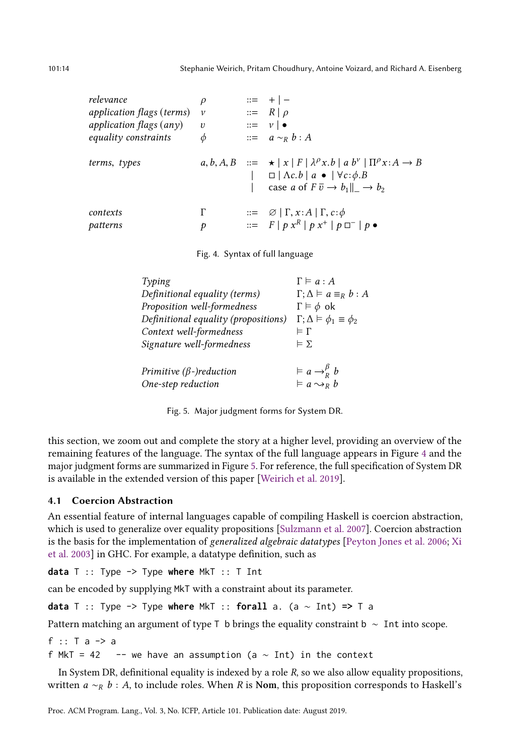| | | | |
|---|---|---|---|
| *relevance* | $\rho$ | $::=$ | $+ \mid -$ |
| *application flags (terms)* | $\nu$ | $::=$ | $R \mid \rho$ |
| *application flags (any)* | $\upsilon$ | $::=$ | $\nu \mid \bullet$ |
| *equality constraints* | $\phi$ | $::=$ | $a \sim_R b : A$ |
| *terms, types* | $a, b, A, B$ | $::=$ | $\star \mid x \mid F \mid \lambda^{\rho} x.b \mid a\ b^{\nu} \mid \Pi^{\rho} x\!:\!A \to B$ |
| | | $\mid$ | $\square \mid \Lambda c.b \mid a\ \bullet \mid \forall c\!:\!\phi.B$ |
| | | $\mid$ | $\text{case } a \text{ of } F\ \overline{\upsilon} \to b_1 \Vert \_ \to b_2$ |
| *contexts* | $\Gamma$ | $::=$ | $\varnothing \mid \Gamma, x\!:\!A \mid \Gamma, c\!:\!\phi$ |
| *patterns* | $p$ | $::=$ | $F \mid p\ x^R \mid p\ x^+ \mid p\ \square^- \mid p\ \bullet$ |

Fig. 4. Syntax of full language

| | |
|---|---|
| *Typing* | $\Gamma \vDash a : A$ |
| *Definitional equality (terms)* | $\Gamma; \Delta \vDash a \equiv_R b : A$ |
| *Proposition well-formedness* | $\Gamma \vDash \phi$ ok |
| *Definitional equality (propositions)* | $\Gamma; \Delta \vDash \phi_1 \equiv \phi_2$ |
| *Context well-formedness* | $\vDash \Gamma$ |
| *Signature well-formedness* | $\vDash \Sigma$ |
| *Primitive ($\beta$-)reduction* | $\vDash a \to^{\beta}_{R} b$ |
| *One-step reduction* | $\vDash a \leadsto_R b$ |

Fig. 5. Major judgment forms for System DR.

this section, we zoom out and complete the story at a higher level, providing an overview of the remaining features of the language. The syntax of the full language appears in Figure 4 and the major judgment forms are summarized in Figure 5. For reference, the full specification of System DR is available in the extended version of this paper [Weirich et al. 2019].

### 4.1 Coercion Abstraction

An essential feature of internal languages capable of compiling Haskell is coercion abstraction, which is used to generalize over equality propositions [Sulzmann et al. 2007]. Coercion abstraction is the basis for the implementation of *generalized algebraic datatypes* [Peyton Jones et al. 2006; Xi et al. 2003] in GHC. For example, a datatype definition, such as

```
data T :: Type -> Type where MkT :: T Int
```

can be encoded by supplying MkT with a constraint about its parameter.

```
data T :: Type -> Type where MkT :: forall a. (a ~ Int) => T a
```

Pattern matching an argument of type T b brings the equality constraint b ~ Int into scope.

```
f :: T a -> a
f MkT = 42   -- we have an assumption (a ~ Int) in the context
```

In System DR, definitional equality is indexed by a role $R$, so we also allow equality propositions, written $a \sim_R b : A$, to include roles. When $R$ is **Nom**, this proposition corresponds to Haskell's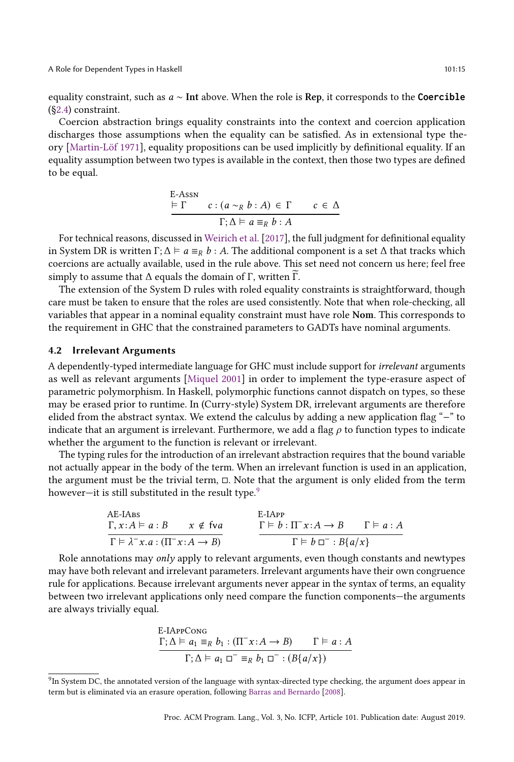equality constraint, such as $a \sim \mathbf{Int}$ above. When the role is **Rep**, it corresponds to the **`Coercible`** (§2.4) constraint.

Coercion abstraction brings equality constraints into the context and coercion application discharges those assumptions when the equality can be satisfied. As in extensional type theory [Martin-Löf 1971], equality propositions can be used implicitly by definitional equality. If an equality assumption between two types is available in the context, then those two types are defined to be equal.

$$\textsc{E-Assn}\quad \frac{\vDash \Gamma \qquad c : (a \sim_R b : A) \in \Gamma \qquad c \in \Delta}{\Gamma; \Delta \vDash a \equiv_R b : A}$$

For technical reasons, discussed in Weirich et al. [2017], the full judgment for definitional equality in System DR is written $\Gamma; \Delta \vDash a \equiv_R b : A$. The additional component is a set $\Delta$ that tracks which coercions are actually available, used in the rule above. This set need not concern us here; feel free simply to assume that $\Delta$ equals the domain of $\Gamma$, written $\widetilde{\Gamma}$.

The extension of the System D rules with roled equality constraints is straightforward, though care must be taken to ensure that the roles are used consistently. Note that when role-checking, all variables that appear in a nominal equality constraint must have role **Nom**. This corresponds to the requirement in GHC that the constrained parameters to GADTs have nominal arguments.

### 4.2 Irrelevant Arguments

A dependently-typed intermediate language for GHC must include support for *irrelevant* arguments as well as relevant arguments [Miquel 2001] in order to implement the type-erasure aspect of parametric polymorphism. In Haskell, polymorphic functions cannot dispatch on types, so these may be erased prior to runtime. In (Curry-style) System DR, irrelevant arguments are therefore elided from the abstract syntax. We extend the calculus by adding a new application flag "−" to indicate that an argument is irrelevant. Furthermore, we add a flag $\rho$ to function types to indicate whether the argument to the function is relevant or irrelevant.

The typing rules for the introduction of an irrelevant abstraction requires that the bound variable not actually appear in the body of the term. When an irrelevant function is used in an application, the argument must be the trivial term, $\square$. Note that the argument is only elided from the term however—it is still substituted in the result type.[9]

$$\textsc{AE-IAbs}\quad \frac{\Gamma, x{:}A \vDash a : B \qquad x \notin \mathsf{fv} a}{\Gamma \vDash \lambda^{-} x.a : (\Pi^{-} x{:}A \to B)} \qquad\qquad \textsc{E-IApp}\quad \frac{\Gamma \vDash b : \Pi^{-} x{:}A \to B \qquad \Gamma \vDash a : A}{\Gamma \vDash b\ \square^{-} : B\{a/x\}}$$

Role annotations may *only* apply to relevant arguments, even though constants and newtypes may have both relevant and irrelevant parameters. Irrelevant arguments have their own congruence rule for applications. Because irrelevant arguments never appear in the syntax of terms, an equality between two irrelevant applications only need compare the function components—the arguments are always trivially equal.

$$\textsc{E-IAppCong}\quad \frac{\Gamma; \Delta \vDash a_1 \equiv_R b_1 : (\Pi^{-} x{:}A \to B) \qquad \Gamma \vDash a : A}{\Gamma; \Delta \vDash a_1\ \square^{-} \equiv_R b_1\ \square^{-} : (B\{a/x\})}$$

[9] In System DC, the annotated version of the language with syntax-directed type checking, the argument does appear in term but is eliminated via an erasure operation, following Barras and Bernardo [2008].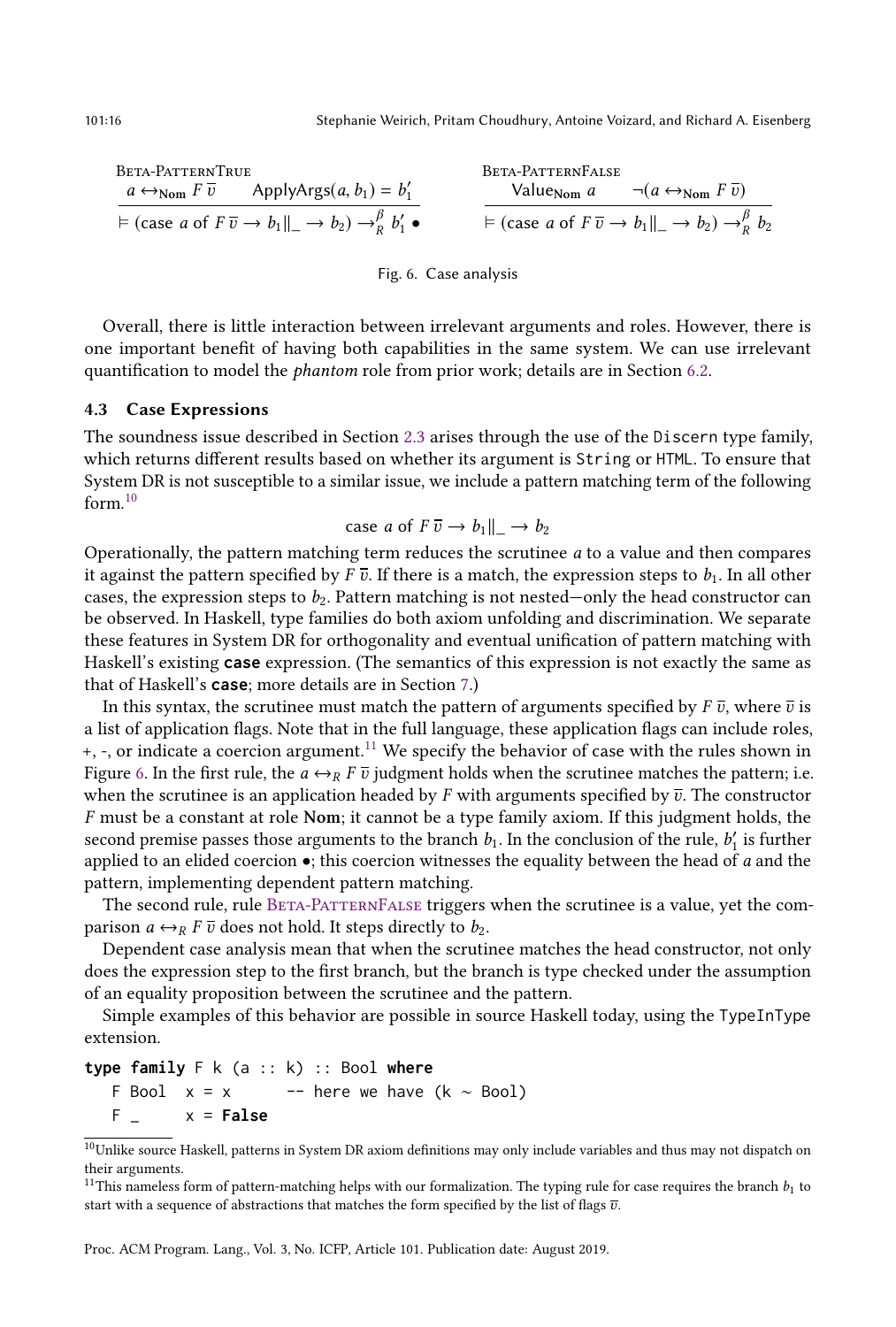Beta-PatternTrue

$$\frac{a \leftrightarrow_{\mathbf{Nom}} F\,\overline{v} \qquad \text{ApplyArgs}(a, b_1) = b_1'}{\vDash (\text{case } a \text{ of } F\,\overline{v} \to b_1 \| \_ \to b_2) \to_R^{\beta} b_1' \bullet}$$

Beta-PatternFalse

$$\frac{\text{Value}_{\mathbf{Nom}}\ a \qquad \neg(a \leftrightarrow_{\mathbf{Nom}} F\,\overline{v})}{\vDash (\text{case } a \text{ of } F\,\overline{v} \to b_1 \| \_ \to b_2) \to_R^{\beta} b_2}$$

Fig. 6. Case analysis

Overall, there is little interaction between irrelevant arguments and roles. However, there is one important benefit of having both capabilities in the same system. We can use irrelevant quantification to model the *phantom* role from prior work; details are in Section 6.2.

### 4.3 Case Expressions

The soundness issue described in Section 2.3 arises through the use of the `Discern` type family, which returns different results based on whether its argument is `String` or `HTML`. To ensure that System DR is not susceptible to a similar issue, we include a pattern matching term of the following form.[10]

$$\text{case } a \text{ of } F\,\overline{v} \to b_1 \| \_ \to b_2$$

Operationally, the pattern matching term reduces the scrutinee $a$ to a value and then compares it against the pattern specified by $F\,\overline{v}$. If there is a match, the expression steps to $b_1$. In all other cases, the expression steps to $b_2$. Pattern matching is not nested—only the head constructor can be observed. In Haskell, type families do both axiom unfolding and discrimination. We separate these features in System DR for orthogonality and eventual unification of pattern matching with Haskell's existing **case** expression. (The semantics of this expression is not exactly the same as that of Haskell's **case**; more details are in Section 7.)

In this syntax, the scrutinee must match the pattern of arguments specified by $F\,\overline{v}$, where $\overline{v}$ is a list of application flags. Note that in the full language, these application flags can include roles, +, -, or indicate a coercion argument.[11] We specify the behavior of case with the rules shown in Figure 6. In the first rule, the $a \leftrightarrow_R F\,\overline{v}$ judgment holds when the scrutinee matches the pattern; i.e. when the scrutinee is an application headed by $F$ with arguments specified by $\overline{v}$. The constructor $F$ must be a constant at role **Nom**; it cannot be a type family axiom. If this judgment holds, the second premise passes those arguments to the branch $b_1$. In the conclusion of the rule, $b_1'$ is further applied to an elided coercion $\bullet$; this coercion witnesses the equality between the head of $a$ and the pattern, implementing dependent pattern matching.

The second rule, rule Beta-PatternFalse triggers when the scrutinee is a value, yet the comparison $a \leftrightarrow_R F\,\overline{v}$ does not hold. It steps directly to $b_2$.

Dependent case analysis mean that when the scrutinee matches the head constructor, not only does the expression step to the first branch, but the branch is type checked under the assumption of an equality proposition between the scrutinee and the pattern.

Simple examples of this behavior are possible in source Haskell today, using the `TypeInType` extension.

```
type family F k (a :: k) :: Bool where
  F Bool  x = x       -- here we have (k ~ Bool)
  F _     x = False
```

[10] Unlike source Haskell, patterns in System DR axiom definitions may only include variables and thus may not dispatch on their arguments.

[11] This nameless form of pattern-matching helps with our formalization. The typing rule for case requires the branch $b_1$ to start with a sequence of abstractions that matches the form specified by the list of flags $\overline{v}$.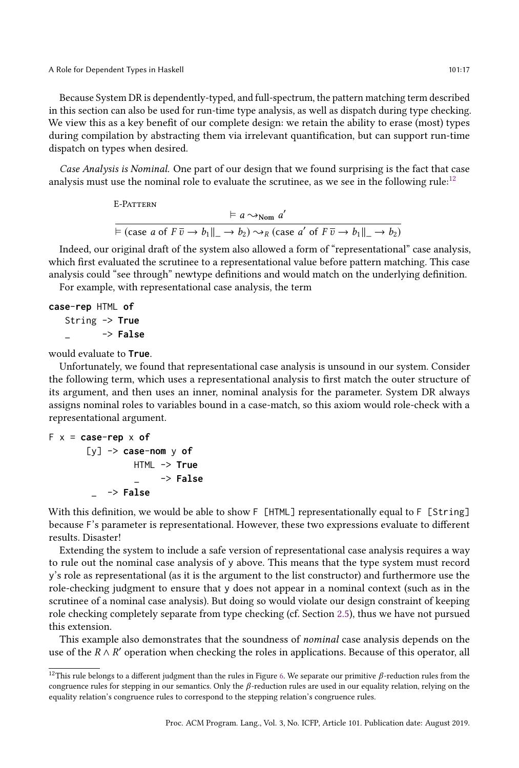Because System DR is dependently-typed, and full-spectrum, the pattern matching term described in this section can also be used for run-time type analysis, as well as dispatch during type checking. We view this as a key benefit of our complete design: we retain the ability to erase (most) types during compilation by abstracting them via irrelevant quantification, but can support run-time dispatch on types when desired.

*Case Analysis is Nominal.* One part of our design that we found surprising is the fact that case analysis must use the nominal role to evaluate the scrutinee, as we see in the following rule:[12]

E-Pattern

$$\frac{\vDash a \rightsquigarrow_{\mathbf{Nom}} a'}{\vDash (\text{case } a \text{ of } F\,\overline{v} \to b_1 \| \_ \to b_2) \rightsquigarrow_R (\text{case } a' \text{ of } F\,\overline{v} \to b_1 \| \_ \to b_2)}$$

Indeed, our original draft of the system also allowed a form of "representational" case analysis, which first evaluated the scrutinee to a representational value before pattern matching. This case analysis could "see through" newtype definitions and would match on the underlying definition.

For example, with representational case analysis, the term

```
case-rep HTML of
   String -> True
   _      -> False
```

would evaluate to **True**.

Unfortunately, we found that representational case analysis is unsound in our system. Consider the following term, which uses a representational analysis to first match the outer structure of its argument, and then uses an inner, nominal analysis for the parameter. System DR always assigns nominal roles to variables bound in a case-match, so this axiom would role-check with a representational argument.

```
F x = case-rep x of
       [y] -> case-nom y of
                HTML -> True
                _    -> False
        _  -> False
```

With this definition, we would be able to show `F [HTML]` representationally equal to `F [String]` because `F`'s parameter is representational. However, these two expressions evaluate to different results. Disaster!

Extending the system to include a safe version of representational case analysis requires a way to rule out the nominal case analysis of `y` above. This means that the type system must record `y`'s role as representational (as it is the argument to the list constructor) and furthermore use the role-checking judgment to ensure that `y` does not appear in a nominal context (such as in the scrutinee of a nominal case analysis). But doing so would violate our design constraint of keeping role checking completely separate from type checking (cf. Section 2.5), thus we have not pursued this extension.

This example also demonstrates that the soundness of *nominal* case analysis depends on the use of the $R \wedge R'$ operation when checking the roles in applications. Because of this operator, all

[12] This rule belongs to a different judgment than the rules in Figure 6. We separate our primitive $\beta$-reduction rules from the congruence rules for stepping in our semantics. Only the $\beta$-reduction rules are used in our equality relation, relying on the equality relation's congruence rules to correspond to the stepping relation's congruence rules.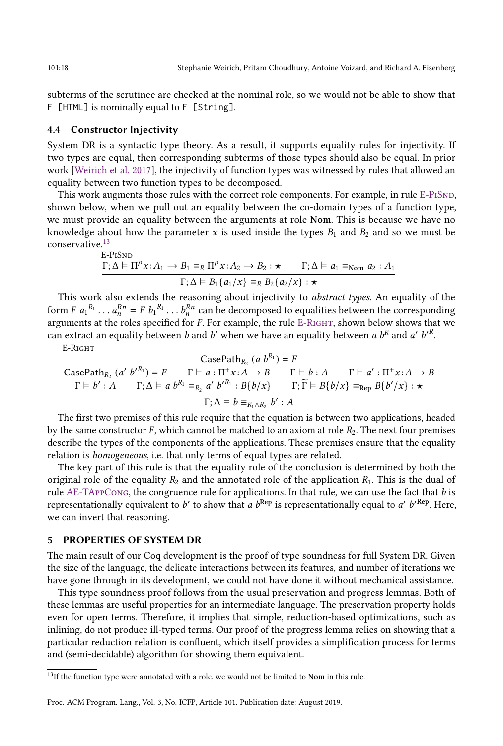subterms of the scrutinee are checked at the nominal role, so we would not be able to show that `F [HTML]` is nominally equal to `F [String]`.

### 4.4 Constructor Injectivity

System DR is a syntactic type theory. As a result, it supports equality rules for injectivity. If two types are equal, then corresponding subterms of those types should also be equal. In prior work [Weirich et al. 2017], the injectivity of function types was witnessed by rules that allowed an equality between two function types to be decomposed.

This work augments those rules with the correct role components. For example, in rule E-PiSnd, shown below, when we pull out an equality between the co-domain types of a function type, we must provide an equality between the arguments at role **Nom**. This is because we have no knowledge about how the parameter $x$ is used inside the types $B_1$ and $B_2$ and so we must be conservative.[13]

E-PiSnd

$$\frac{\Gamma;\Delta \vDash \Pi^{\rho} x\!:\!A_1 \to B_1 \equiv_R \Pi^{\rho} x\!:\!A_2 \to B_2 : \star \qquad \Gamma;\Delta \vDash a_1 \equiv_{\mathbf{Nom}} a_2 : A_1}{\Gamma;\Delta \vDash B_1\{a_1/x\} \equiv_R B_2\{a_2/x\} : \star}$$

This work also extends the reasoning about injectivity to *abstract types*. An equality of the form $F\ {a_1}^{R_1} \ldots a_n^{Rn} = F\ {b_1}^{R_1} \ldots b_n^{Rn}$ can be decomposed to equalities between the corresponding arguments at the roles specified for $F$. For example, the rule E-Right, shown below shows that we can extract an equality between $b$ and $b'$ when we have an equality between $a\ b^R$ and $a'\ b'^R$.

E-Right

$$\frac{\begin{array}{c}\mathsf{CasePath}_{R_2}\ (a\ b^{R_1}) = F \\ \mathsf{CasePath}_{R_2}\ (a'\ b'^{R_1}) = F \qquad \Gamma \vDash a : \Pi^{+} x\!:\!A \to B \qquad \Gamma \vDash b : A \qquad \Gamma \vDash a' : \Pi^{+} x\!:\!A \to B \\ \Gamma \vDash b' : A \qquad \Gamma;\Delta \vDash a\ b^{R_1} \equiv_{R_2} a'\ b'^{R_1} : B\{b/x\} \qquad \Gamma;\widetilde{\Gamma} \vDash B\{b/x\} \equiv_{\mathbf{Rep}} B\{b'/x\} : \star\end{array}}{\Gamma;\Delta \vDash b \equiv_{R_1 \wedge R_2} b' : A}$$

The first two premises of this rule require that the equation is between two applications, headed by the same constructor $F$, which cannot be matched to an axiom at role $R_2$. The next four premises describe the types of the components of the applications. These premises ensure that the equality relation is *homogeneous*, i.e. that only terms of equal types are related.

The key part of this rule is that the equality role of the conclusion is determined by both the original role of the equality $R_2$ and the annotated role of the application $R_1$. This is the dual of rule AE-TAppCong, the congruence rule for applications. In that rule, we can use the fact that $b$ is representationally equivalent to $b'$ to show that $a\ b^{\mathbf{Rep}}$ is representationally equal to $a'\ b'^{\mathbf{Rep}}$. Here, we can invert that reasoning.

## 5 PROPERTIES OF SYSTEM DR

The main result of our Coq development is the proof of type soundness for full System DR. Given the size of the language, the delicate interactions between its features, and number of iterations we have gone through in its development, we could not have done it without mechanical assistance.

This type soundness proof follows from the usual preservation and progress lemmas. Both of these lemmas are useful properties for an intermediate language. The preservation property holds even for open terms. Therefore, it implies that simple, reduction-based optimizations, such as inlining, do not produce ill-typed terms. Our proof of the progress lemma relies on showing that a particular reduction relation is confluent, which itself provides a simplification process for terms and (semi-decidable) algorithm for showing them equivalent.

[13] If the function type were annotated with a role, we would not be limited to **Nom** in this rule.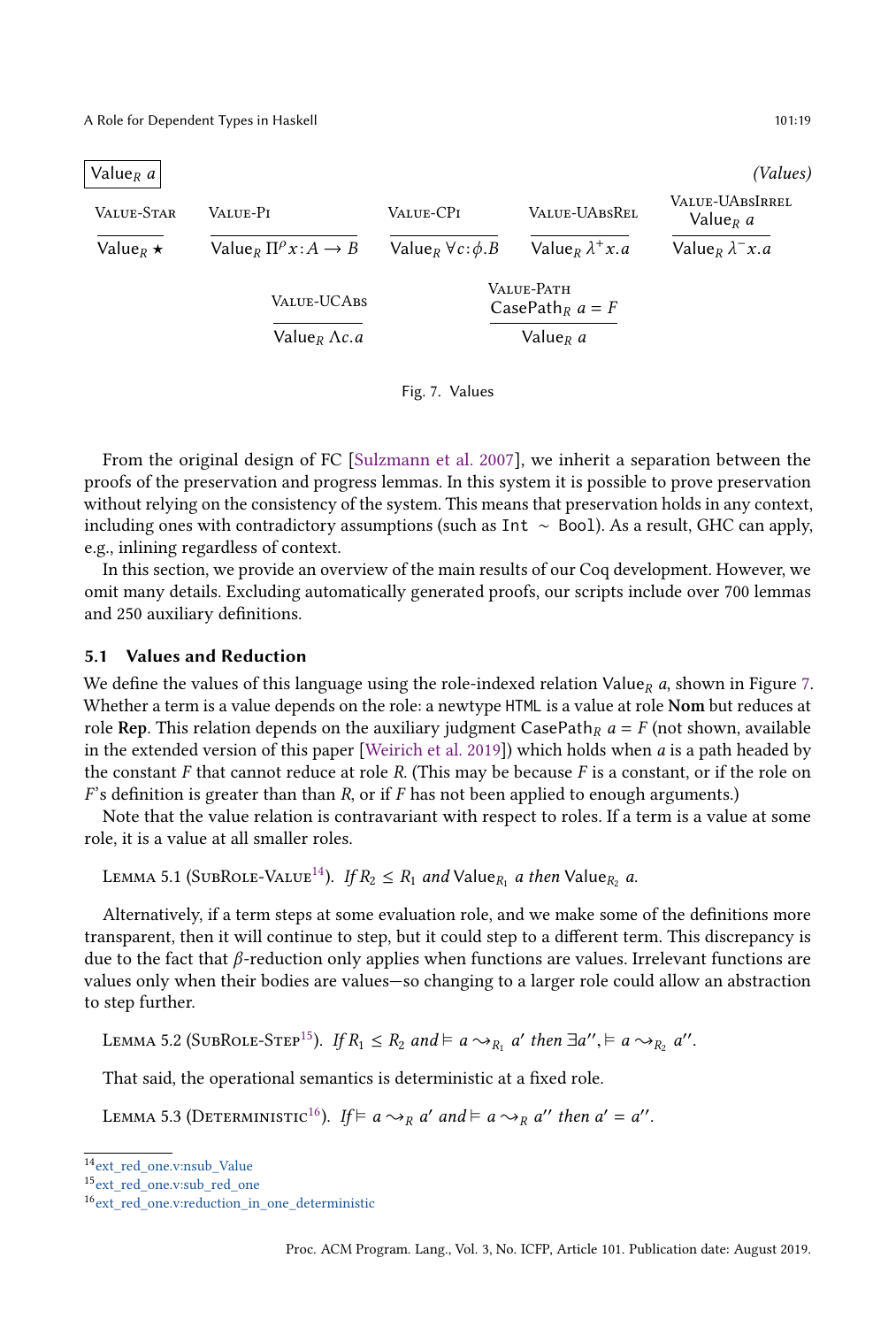$\boxed{\mathsf{Value}_R\ a}$ *(Values)*

$$\frac{}{\mathsf{Value}_R\ \star}\ \textsc{Value-Star}\qquad \frac{}{\mathsf{Value}_R\ \Pi^\rho x\!:\!A \to B}\ \textsc{Value-Pi}\qquad \frac{}{\mathsf{Value}_R\ \forall c\!:\!\phi.B}\ \textsc{Value-CPi}\qquad \frac{}{\mathsf{Value}_R\ \lambda^+ x.a}\ \textsc{Value-UAbsRel}\qquad \frac{\mathsf{Value}_R\ a}{\mathsf{Value}_R\ \lambda^- x.a}\ \textsc{Value-UAbsIrrel}$$

$$\frac{}{\mathsf{Value}_R\ \Lambda c.a}\ \textsc{Value-UCAbs}\qquad \frac{\mathsf{CasePath}_R\ a = F}{\mathsf{Value}_R\ a}\ \textsc{Value-Path}$$

Fig. 7. Values

From the original design of FC [Sulzmann et al. 2007], we inherit a separation between the proofs of the preservation and progress lemmas. In this system it is possible to prove preservation without relying on the consistency of the system. This means that preservation holds in any context, including ones with contradictory assumptions (such as `Int ~ Bool`). As a result, GHC can apply, e.g., inlining regardless of context.

In this section, we provide an overview of the main results of our Coq development. However, we omit many details. Excluding automatically generated proofs, our scripts include over 700 lemmas and 250 auxiliary definitions.

### 5.1 Values and Reduction

We define the values of this language using the role-indexed relation $\mathsf{Value}_R\ a$, shown in Figure 7. Whether a term is a value depends on the role: a newtype `HTML` is a value at role **Nom** but reduces at role **Rep**. This relation depends on the auxiliary judgment $\mathsf{CasePath}_R\ a = F$ (not shown, available in the extended version of this paper [Weirich et al. 2019]) which holds when $a$ is a path headed by the constant $F$ that cannot reduce at role $R$. (This may be because $F$ is a constant, or if the role on $F$'s definition is greater than than $R$, or if $F$ has not been applied to enough arguments.)

Note that the value relation is contravariant with respect to roles. If a term is a value at some role, it is a value at all smaller roles.

Lemma 5.1 (SubRole-Value[14]). *If $R_2 \leq R_1$ and $\mathsf{Value}_{R_1}\ a$ then $\mathsf{Value}_{R_2}\ a$.*

Alternatively, if a term steps at some evaluation role, and we make some of the definitions more transparent, then it will continue to step, but it could step to a different term. This discrepancy is due to the fact that $\beta$-reduction only applies when functions are values. Irrelevant functions are values only when their bodies are values—so changing to a larger role could allow an abstraction to step further.

Lemma 5.2 (SubRole-Step[15]). *If $R_1 \leq R_2$ and $\vDash a \rightsquigarrow_{R_1} a'$ then $\exists a'', \vDash a \rightsquigarrow_{R_2} a''$.*

That said, the operational semantics is deterministic at a fixed role.

Lemma 5.3 (Deterministic[16]). *If $\vDash a \rightsquigarrow_R a'$ and $\vDash a \rightsquigarrow_R a''$ then $a' = a''$.*

[14] ext_red_one.v:nsub_Value
[15] ext_red_one.v:sub_red_one
[16] ext_red_one.v:reduction_in_one_deterministic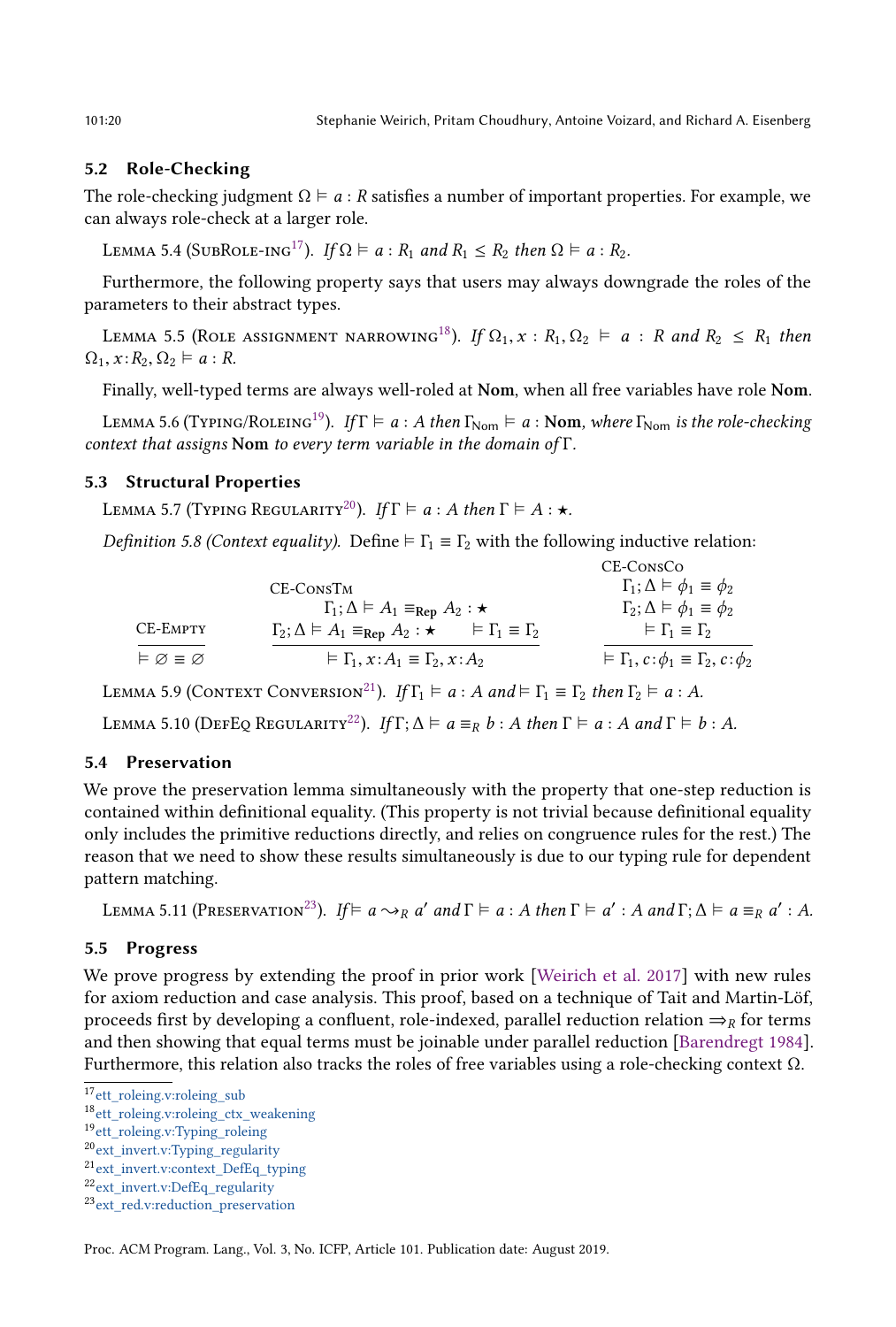### 5.2 Role-Checking

The role-checking judgment $\Omega \vDash a : R$ satisfies a number of important properties. For example, we can always role-check at a larger role.

Lemma 5.4 (SubRole-ing[17]). *If* $\Omega \vDash a : R_1$ *and* $R_1 \leq R_2$ *then* $\Omega \vDash a : R_2$.

Furthermore, the following property says that users may always downgrade the roles of the parameters to their abstract types.

Lemma 5.5 (Role assignment narrowing[18]). *If* $\Omega_1, x : R_1, \Omega_2 \vDash a : R$ *and* $R_2 \leq R_1$ *then* $\Omega_1, x{:}R_2, \Omega_2 \vDash a : R$.

Finally, well-typed terms are always well-roled at **Nom**, when all free variables have role **Nom**.

Lemma 5.6 (Typing/Roleing[19]). *If* $\Gamma \vDash a : A$ *then* $\Gamma_{\mathbf{Nom}} \vDash a : \mathbf{Nom}$, *where* $\Gamma_{\mathbf{Nom}}$ *is the role-checking context that assigns* **Nom** *to every term variable in the domain of* $\Gamma$.

### 5.3 Structural Properties

Lemma 5.7 (Typing Regularity[20]). *If* $\Gamma \vDash a : A$ *then* $\Gamma \vDash A : \star$.

*Definition 5.8 (Context equality).* Define $\vDash \Gamma_1 \equiv \Gamma_2$ with the following inductive relation:

$$\frac{}{\vDash \varnothing \equiv \varnothing}\ \textsc{CE-Empty} \qquad \frac{\Gamma_1; \Delta \vDash A_1 \equiv_{\mathbf{Rep}} A_2 : \star \qquad \Gamma_2; \Delta \vDash A_1 \equiv_{\mathbf{Rep}} A_2 : \star \qquad \vDash \Gamma_1 \equiv \Gamma_2}{\vDash \Gamma_1, x{:}A_1 \equiv \Gamma_2, x{:}A_2}\ \textsc{CE-ConsTm}$$

$$\frac{\Gamma_1; \Delta \vDash \phi_1 \equiv \phi_2 \qquad \Gamma_2; \Delta \vDash \phi_1 \equiv \phi_2 \qquad \vDash \Gamma_1 \equiv \Gamma_2}{\vDash \Gamma_1, c{:}\phi_1 \equiv \Gamma_2, c{:}\phi_2}\ \textsc{CE-ConsCo}$$

Lemma 5.9 (Context Conversion[21]). *If* $\Gamma_1 \vDash a : A$ *and* $\vDash \Gamma_1 \equiv \Gamma_2$ *then* $\Gamma_2 \vDash a : A$.

Lemma 5.10 (DefEq Regularity[22]). *If* $\Gamma; \Delta \vDash a \equiv_R b : A$ *then* $\Gamma \vDash a : A$ *and* $\Gamma \vDash b : A$.

### 5.4 Preservation

We prove the preservation lemma simultaneously with the property that one-step reduction is contained within definitional equality. (This property is not trivial because definitional equality only includes the primitive reductions directly, and relies on congruence rules for the rest.) The reason that we need to show these results simultaneously is due to our typing rule for dependent pattern matching.

Lemma 5.11 (Preservation[23]). *If* $\vDash a \leadsto_R a'$ *and* $\Gamma \vDash a : A$ *then* $\Gamma \vDash a' : A$ *and* $\Gamma; \Delta \vDash a \equiv_R a' : A$.

### 5.5 Progress

We prove progress by extending the proof in prior work [Weirich et al. 2017] with new rules for axiom reduction and case analysis. This proof, based on a technique of Tait and Martin-Löf, proceeds first by developing a confluent, role-indexed, parallel reduction relation $\Rightarrow_R$ for terms and then showing that equal terms must be joinable under parallel reduction [Barendregt 1984]. Furthermore, this relation also tracks the roles of free variables using a role-checking context $\Omega$.

[17] ett_roleing.v:roleing_sub
[18] ett_roleing.v:roleing_ctx_weakening
[19] ett_roleing.v:Typing_roleing
[20] ext_invert.v:Typing_regularity
[21] ext_invert.v:context_DefEq_typing
[22] ext_invert.v:DefEq_regularity
[23] ext_red.v:reduction_preservation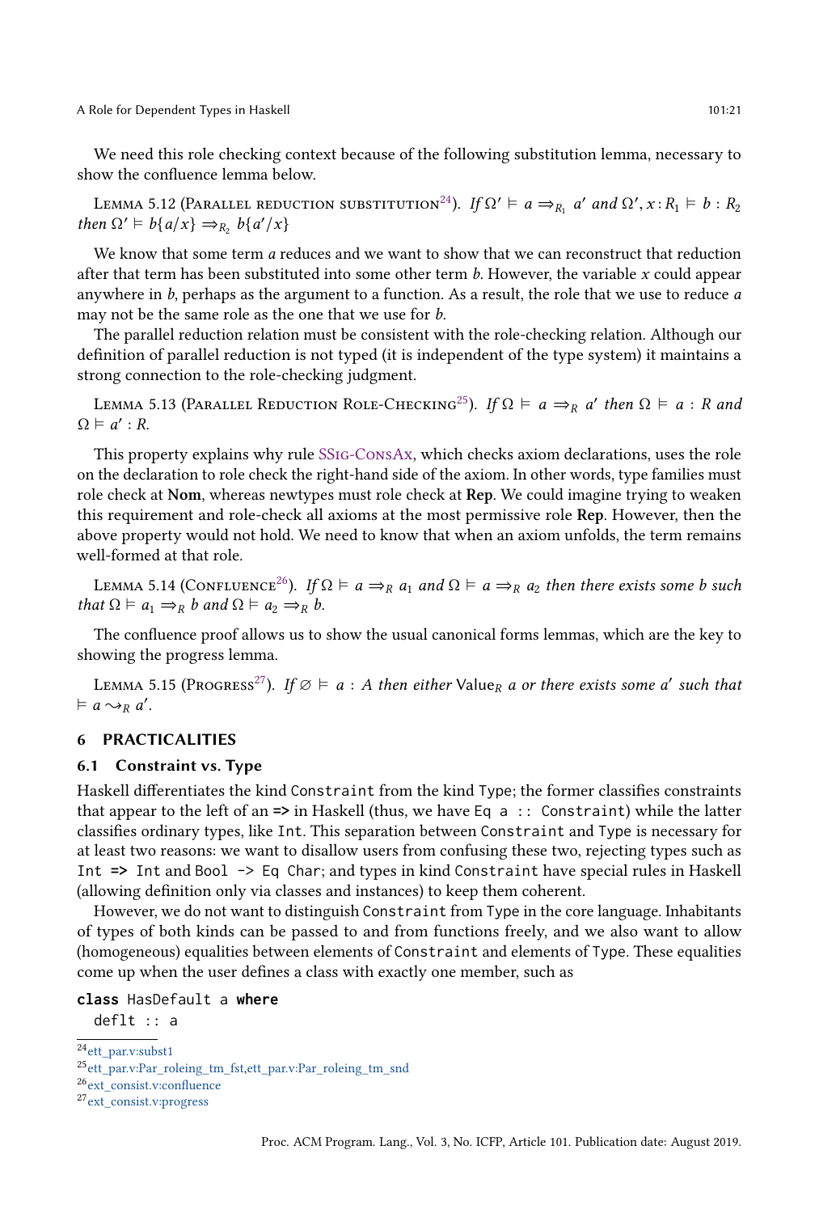We need this role checking context because of the following substitution lemma, necessary to show the confluence lemma below.

Lemma 5.12 (Parallel reduction substitution[24]). *If* $\Omega' \vDash a \Rightarrow_{R_1} a'$ *and* $\Omega', x : R_1 \vDash b : R_2$ *then* $\Omega' \vDash b\{a/x\} \Rightarrow_{R_2} b\{a'/x\}$

We know that some term $a$ reduces and we want to show that we can reconstruct that reduction after that term has been substituted into some other term $b$. However, the variable $x$ could appear anywhere in $b$, perhaps as the argument to a function. As a result, the role that we use to reduce $a$ may not be the same role as the one that we use for $b$.

The parallel reduction relation must be consistent with the role-checking relation. Although our definition of parallel reduction is not typed (it is independent of the type system) it maintains a strong connection to the role-checking judgment.

Lemma 5.13 (Parallel Reduction Role-Checking[25]). *If* $\Omega \vDash a \Rightarrow_R a'$ *then* $\Omega \vDash a : R$ *and* $\Omega \vDash a' : R$.

This property explains why rule SSig-ConsAx, which checks axiom declarations, uses the role on the declaration to role check the right-hand side of the axiom. In other words, type families must role check at **Nom**, whereas newtypes must role check at **Rep**. We could imagine trying to weaken this requirement and role-check all axioms at the most permissive role **Rep**. However, then the above property would not hold. We need to know that when an axiom unfolds, the term remains well-formed at that role.

Lemma 5.14 (Confluence[26]). *If* $\Omega \vDash a \Rightarrow_R a_1$ *and* $\Omega \vDash a \Rightarrow_R a_2$ *then there exists some* $b$ *such that* $\Omega \vDash a_1 \Rightarrow_R b$ *and* $\Omega \vDash a_2 \Rightarrow_R b$.

The confluence proof allows us to show the usual canonical forms lemmas, which are the key to showing the progress lemma.

Lemma 5.15 (Progress[27]). *If* $\varnothing \vDash a : A$ *then either* $\mathsf{Value}_R\ a$ *or there exists some* $a'$ *such that* $\vDash a \leadsto_R a'$.

# 6 PRACTICALITIES

## 6.1 Constraint vs. Type

Haskell differentiates the kind `Constraint` from the kind `Type`; the former classifies constraints that appear to the left of an `=>` in Haskell (thus, we have `Eq a :: Constraint`) while the latter classifies ordinary types, like `Int`. This separation between `Constraint` and `Type` is necessary for at least two reasons: we want to disallow users from confusing these two, rejecting types such as `Int => Int` and `Bool -> Eq Char`; and types in kind `Constraint` have special rules in Haskell (allowing definition only via classes and instances) to keep them coherent.

However, we do not want to distinguish `Constraint` from `Type` in the core language. Inhabitants of types of both kinds can be passed to and from functions freely, and we also want to allow (homogeneous) equalities between elements of `Constraint` and elements of `Type`. These equalities come up when the user defines a class with exactly one member, such as

```
class HasDefault a where
  deflt :: a
```

[24] ett_par.v:subst1

[25] ett_par.v:Par_roleing_tm_fst,ett_par.v:Par_roleing_tm_snd

[26] ext_consist.v:confluence

[27] ext_consist.v:progress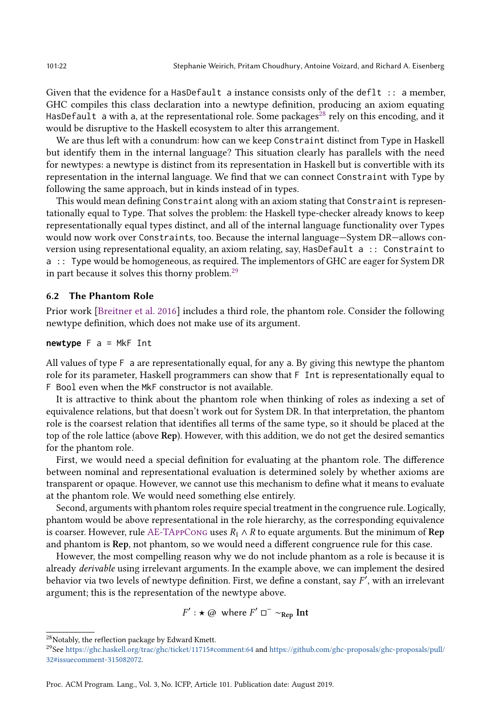Given that the evidence for a `HasDefault a` instance consists only of the `deflt :: a` member, GHC compiles this class declaration into a newtype definition, producing an axiom equating `HasDefault a` with `a`, at the representational role. Some packages[28] rely on this encoding, and it would be disruptive to the Haskell ecosystem to alter this arrangement.

We are thus left with a conundrum: how can we keep `Constraint` distinct from `Type` in Haskell but identify them in the internal language? This situation clearly has parallels with the need for newtypes: a newtype is distinct from its representation in Haskell but is convertible with its representation in the internal language. We find that we can connect `Constraint` with `Type` by following the same approach, but in kinds instead of in types.

This would mean defining `Constraint` along with an axiom stating that `Constraint` is representationally equal to `Type`. That solves the problem: the Haskell type-checker already knows to keep representationally equal types distinct, and all of the internal language functionality over `Type`s would now work over `Constraint`s, too. Because the internal language—System DR—allows conversion using representational equality, an axiom relating, say, `HasDefault a :: Constraint` to `a :: Type` would be homogeneous, as required. The implementors of GHC are eager for System DR in part because it solves this thorny problem.[29]

### 6.2 The Phantom Role

Prior work [Breitner et al. 2016] includes a third role, the phantom role. Consider the following newtype definition, which does not make use of its argument.

```
newtype F a = MkF Int
```

All values of type `F a` are representationally equal, for any `a`. By giving this newtype the phantom role for its parameter, Haskell programmers can show that `F Int` is representationally equal to `F Bool` even when the `MkF` constructor is not available.

It is attractive to think about the phantom role when thinking of roles as indexing a set of equivalence relations, but that doesn't work out for System DR. In that interpretation, the phantom role is the coarsest relation that identifies all terms of the same type, so it should be placed at the top of the role lattice (above **Rep**). However, with this addition, we do not get the desired semantics for the phantom role.

First, we would need a special definition for evaluating at the phantom role. The difference between nominal and representational evaluation is determined solely by whether axioms are transparent or opaque. However, we cannot use this mechanism to define what it means to evaluate at the phantom role. We would need something else entirely.

Second, arguments with phantom roles require special treatment in the congruence rule. Logically, phantom would be above representational in the role hierarchy, as the corresponding equivalence is coarser. However, rule AE-TAppCong uses $R_1 \wedge R$ to equate arguments. But the minimum of **Rep** and phantom is **Rep**, not phantom, so we would need a different congruence rule for this case.

However, the most compelling reason why we do not include phantom as a role is because it is already *derivable* using irrelevant arguments. In the example above, we can implement the desired behavior via two levels of newtype definition. First, we define a constant, say $F'$, with an irrelevant argument; this is the representation of the newtype above.

$$F' : \star \; @ \;\; \text{where } F' \; \square^{-} \sim_{\mathbf{Rep}} \mathbf{Int}$$

[28] Notably, the reflection package by Edward Kmett.

[29] See https://ghc.haskell.org/trac/ghc/ticket/11715#comment:64 and https://github.com/ghc-proposals/ghc-proposals/pull/32#issuecomment-315082072.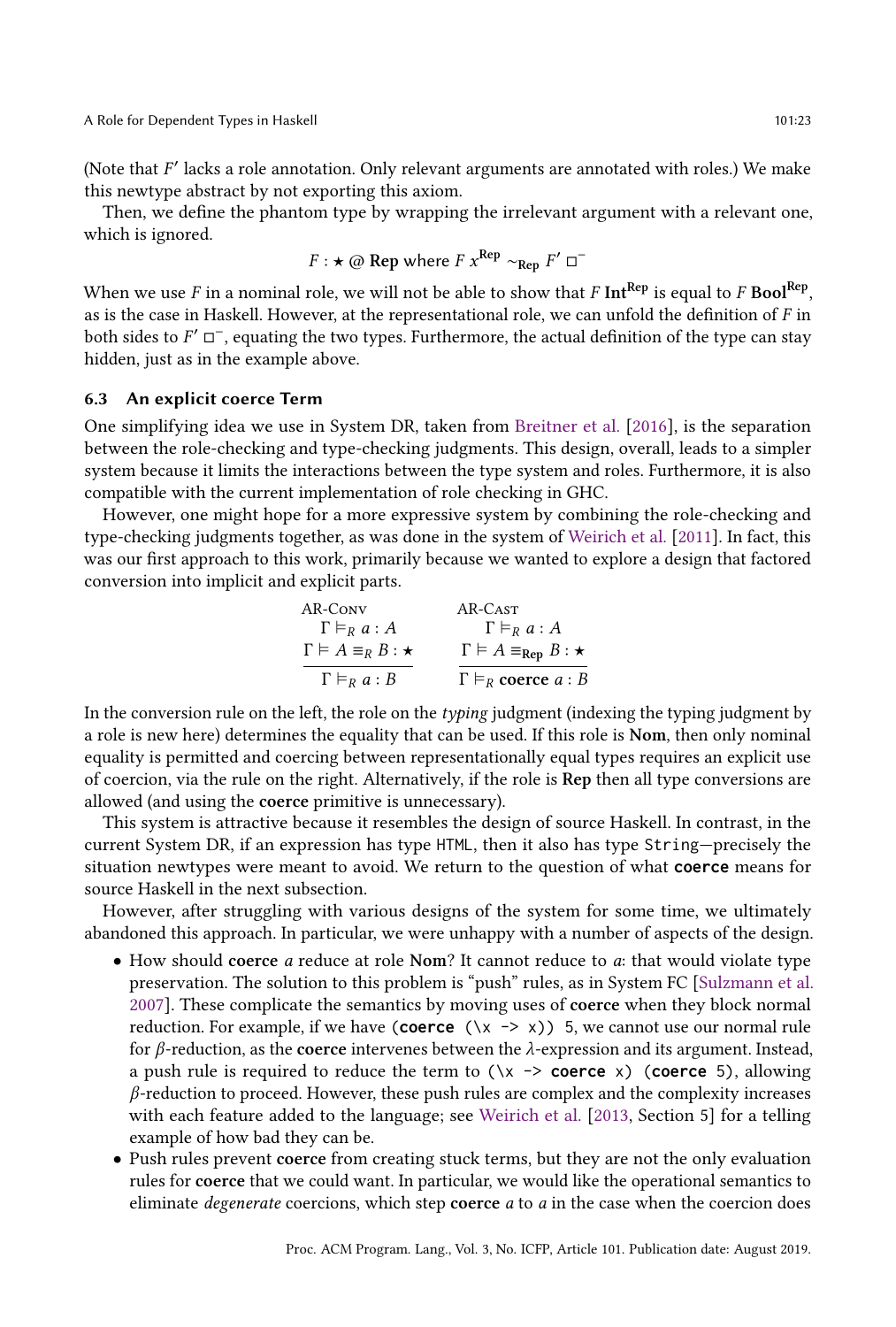(Note that $F'$ lacks a role annotation. Only relevant arguments are annotated with roles.) We make this newtype abstract by not exporting this axiom.

Then, we define the phantom type by wrapping the irrelevant argument with a relevant one, which is ignored.

$$F : \star \mathbin{@} \mathbf{Rep} \text{ where } F\ x^{\mathbf{Rep}} \sim_{\mathbf{Rep}} F'\ \square^{-}$$

When we use $F$ in a nominal role, we will not be able to show that $F\ \mathbf{Int}^{\mathbf{Rep}}$ is equal to $F\ \mathbf{Bool}^{\mathbf{Rep}}$, as is the case in Haskell. However, at the representational role, we can unfold the definition of $F$ in both sides to $F'\ \square^{-}$, equating the two types. Furthermore, the actual definition of the type can stay hidden, just as in the example above.

### 6.3 An explicit coerce Term

One simplifying idea we use in System DR, taken from Breitner et al. [2016], is the separation between the role-checking and type-checking judgments. This design, overall, leads to a simpler system because it limits the interactions between the type system and roles. Furthermore, it is also compatible with the current implementation of role checking in GHC.

However, one might hope for a more expressive system by combining the role-checking and type-checking judgments together, as was done in the system of Weirich et al. [2011]. In fact, this was our first approach to this work, primarily because we wanted to explore a design that factored conversion into implicit and explicit parts.

$$\textsc{AR-Conv}\quad \frac{\Gamma \vDash_R a : A \qquad \Gamma \vDash A \equiv_R B : \star}{\Gamma \vDash_R a : B} \qquad\qquad \textsc{AR-Cast}\quad \frac{\Gamma \vDash_R a : A \qquad \Gamma \vDash A \equiv_{\mathbf{Rep}} B : \star}{\Gamma \vDash_R \mathbf{coerce}\ a : B}$$

In the conversion rule on the left, the role on the *typing* judgment (indexing the typing judgment by a role is new here) determines the equality that can be used. If this role is **Nom**, then only nominal equality is permitted and coercing between representationally equal types requires an explicit use of coercion, via the rule on the right. Alternatively, if the role is **Rep** then all type conversions are allowed (and using the **coerce** primitive is unnecessary).

This system is attractive because it resembles the design of source Haskell. In contrast, in the current System DR, if an expression has type `HTML`, then it also has type `String`—precisely the situation newtypes were meant to avoid. We return to the question of what **`coerce`** means for source Haskell in the next subsection.

However, after struggling with various designs of the system for some time, we ultimately abandoned this approach. In particular, we were unhappy with a number of aspects of the design.

- How should **coerce** $a$ reduce at role **Nom**? It cannot reduce to $a$: that would violate type preservation. The solution to this problem is "push" rules, as in System FC [Sulzmann et al. 2007]. These complicate the semantics by moving uses of **coerce** when they block normal reduction. For example, if we have (`coerce (\x -> x)) 5`, we cannot use our normal rule for $\beta$-reduction, as the **coerce** intervenes between the $\lambda$-expression and its argument. Instead, a push rule is required to reduce the term to `(\x -> coerce x) (coerce 5)`, allowing $\beta$-reduction to proceed. However, these push rules are complex and the complexity increases with each feature added to the language; see Weirich et al. [2013, Section 5] for a telling example of how bad they can be.
- Push rules prevent **coerce** from creating stuck terms, but they are not the only evaluation rules for **coerce** that we could want. In particular, we would like the operational semantics to eliminate *degenerate* coercions, which step **coerce** $a$ to $a$ in the case when the coercion does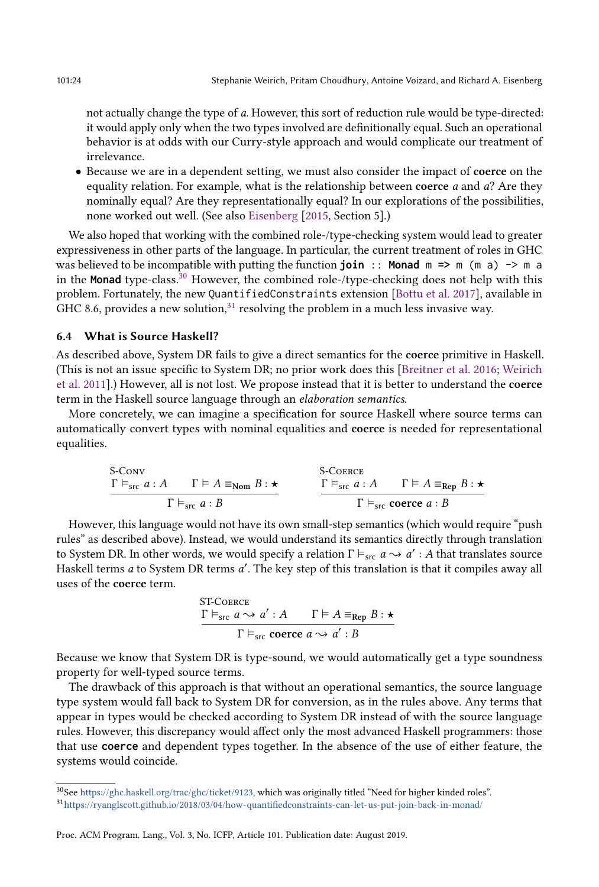not actually change the type of $a$. However, this sort of reduction rule would be type-directed: it would apply only when the two types involved are definitionally equal. Such an operational behavior is at odds with our Curry-style approach and would complicate our treatment of irrelevance.

- Because we are in a dependent setting, we must also consider the impact of **coerce** on the equality relation. For example, what is the relationship between **coerce** $a$ and $a$? Are they nominally equal? Are they representationally equal? In our explorations of the possibilities, none worked out well. (See also Eisenberg [2015, Section 5].)

We also hoped that working with the combined role-/type-checking system would lead to greater expressiveness in other parts of the language. In particular, the current treatment of roles in GHC was believed to be incompatible with putting the function `join :: Monad m => m (m a) -> m a` in the `Monad` type-class.[30] However, the combined role-/type-checking does not help with this problem. Fortunately, the new `QuantifiedConstraints` extension [Bottu et al. 2017], available in GHC 8.6, provides a new solution,[31] resolving the problem in a much less invasive way.

### 6.4 What is Source Haskell?

As described above, System DR fails to give a direct semantics for the **coerce** primitive in Haskell. (This is not an issue specific to System DR; no prior work does this [Breitner et al. 2016; Weirich et al. 2011].) However, all is not lost. We propose instead that it is better to understand the **coerce** term in the Haskell source language through an *elaboration semantics*.

More concretely, we can imagine a specification for source Haskell where source terms can automatically convert types with nominal equalities and **coerce** is needed for representational equalities.

$$\frac{\Gamma \vDash_{\text{src}} a : A \qquad \Gamma \vDash A \equiv_{\mathbf{Nom}} B : \star}{\Gamma \vDash_{\text{src}} a : B}\ \textsc{S-Conv} \qquad\qquad \frac{\Gamma \vDash_{\text{src}} a : A \qquad \Gamma \vDash A \equiv_{\mathbf{Rep}} B : \star}{\Gamma \vDash_{\text{src}} \mathbf{coerce}\ a : B}\ \textsc{S-Coerce}$$

However, this language would not have its own small-step semantics (which would require "push rules" as described above). Instead, we would understand its semantics directly through translation to System DR. In other words, we would specify a relation $\Gamma \vDash_{\text{src}} a \rightsquigarrow a' : A$ that translates source Haskell terms $a$ to System DR terms $a'$. The key step of this translation is that it compiles away all uses of the **coerce** term.

$$\frac{\Gamma \vDash_{\text{src}} a \rightsquigarrow a' : A \qquad \Gamma \vDash A \equiv_{\mathbf{Rep}} B : \star}{\Gamma \vDash_{\text{src}} \mathbf{coerce}\ a \rightsquigarrow a' : B}\ \textsc{ST-Coerce}$$

Because we know that System DR is type-sound, we would automatically get a type soundness property for well-typed source terms.

The drawback of this approach is that without an operational semantics, the source language type system would fall back to System DR for conversion, as in the rules above. Any terms that appear in types would be checked according to System DR instead of with the source language rules. However, this discrepancy would affect only the most advanced Haskell programmers: those that use `coerce` and dependent types together. In the absence of the use of either feature, the systems would coincide.

---

[30] See https://ghc.haskell.org/trac/ghc/ticket/9123, which was originally titled "Need for higher kinded roles".

[31] https://ryanglscott.github.io/2018/03/04/how-quantifiedconstraints-can-let-us-put-join-back-in-monad/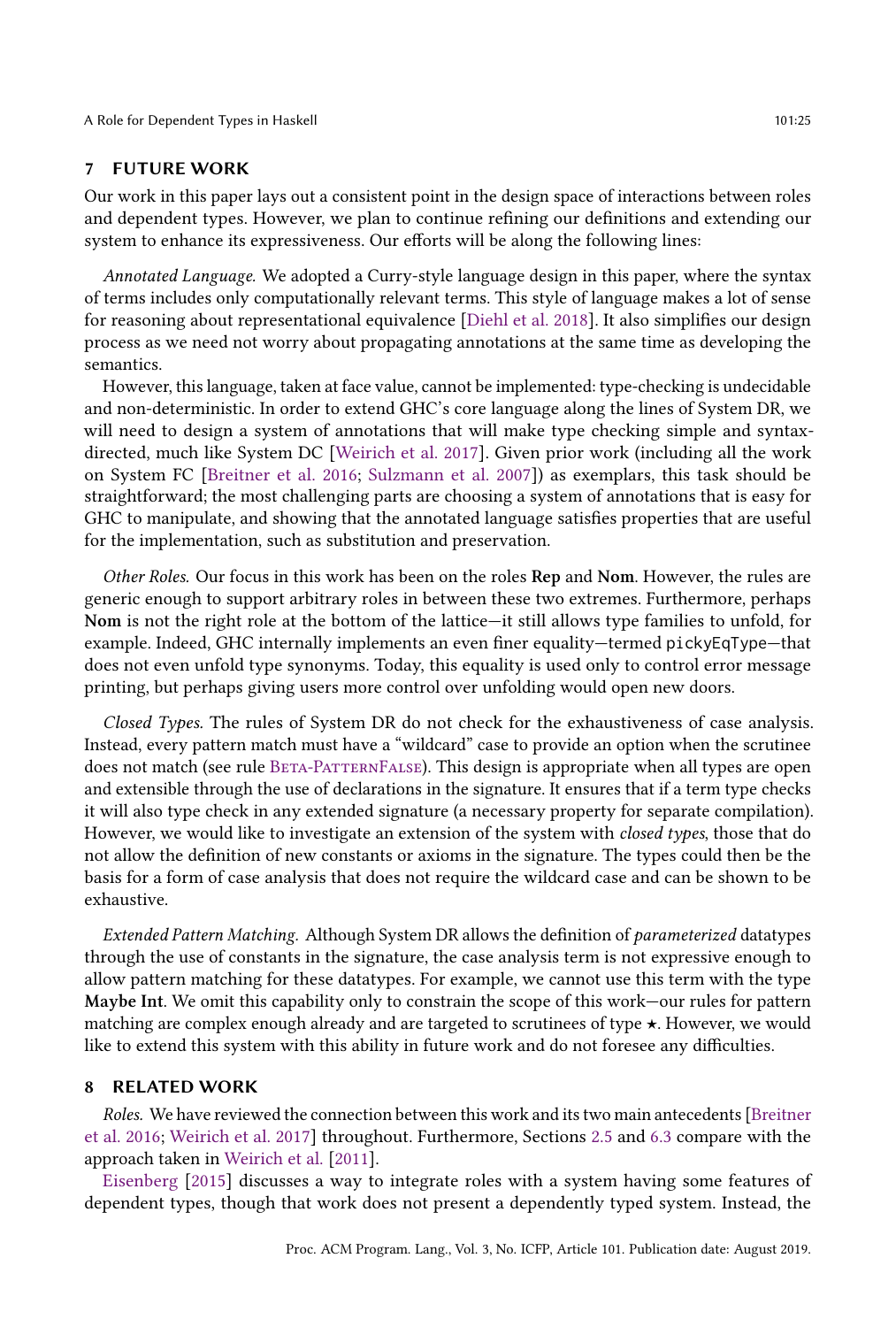## 7 FUTURE WORK

Our work in this paper lays out a consistent point in the design space of interactions between roles and dependent types. However, we plan to continue refining our definitions and extending our system to enhance its expressiveness. Our efforts will be along the following lines:

*Annotated Language.* We adopted a Curry-style language design in this paper, where the syntax of terms includes only computationally relevant terms. This style of language makes a lot of sense for reasoning about representational equivalence [Diehl et al. 2018]. It also simplifies our design process as we need not worry about propagating annotations at the same time as developing the semantics.

However, this language, taken at face value, cannot be implemented: type-checking is undecidable and non-deterministic. In order to extend GHC's core language along the lines of System DR, we will need to design a system of annotations that will make type checking simple and syntax-directed, much like System DC [Weirich et al. 2017]. Given prior work (including all the work on System FC [Breitner et al. 2016; Sulzmann et al. 2007]) as exemplars, this task should be straightforward; the most challenging parts are choosing a system of annotations that is easy for GHC to manipulate, and showing that the annotated language satisfies properties that are useful for the implementation, such as substitution and preservation.

*Other Roles.* Our focus in this work has been on the roles **Rep** and **Nom**. However, the rules are generic enough to support arbitrary roles in between these two extremes. Furthermore, perhaps **Nom** is not the right role at the bottom of the lattice—it still allows type families to unfold, for example. Indeed, GHC internally implements an even finer equality—termed `pickyEqType`—that does not even unfold type synonyms. Today, this equality is used only to control error message printing, but perhaps giving users more control over unfolding would open new doors.

*Closed Types.* The rules of System DR do not check for the exhaustiveness of case analysis. Instead, every pattern match must have a "wildcard" case to provide an option when the scrutinee does not match (see rule Beta-PatternFalse). This design is appropriate when all types are open and extensible through the use of declarations in the signature. It ensures that if a term type checks it will also type check in any extended signature (a necessary property for separate compilation). However, we would like to investigate an extension of the system with *closed types*, those that do not allow the definition of new constants or axioms in the signature. The types could then be the basis for a form of case analysis that does not require the wildcard case and can be shown to be exhaustive.

*Extended Pattern Matching.* Although System DR allows the definition of *parameterized* datatypes through the use of constants in the signature, the case analysis term is not expressive enough to allow pattern matching for these datatypes. For example, we cannot use this term with the type **Maybe Int**. We omit this capability only to constrain the scope of this work—our rules for pattern matching are complex enough already and are targeted to scrutinees of type $\star$. However, we would like to extend this system with this ability in future work and do not foresee any difficulties.

## 8 RELATED WORK

*Roles.* We have reviewed the connection between this work and its two main antecedents [Breitner et al. 2016; Weirich et al. 2017] throughout. Furthermore, Sections 2.5 and 6.3 compare with the approach taken in Weirich et al. [2011].

Eisenberg [2015] discusses a way to integrate roles with a system having some features of dependent types, though that work does not present a dependently typed system. Instead, the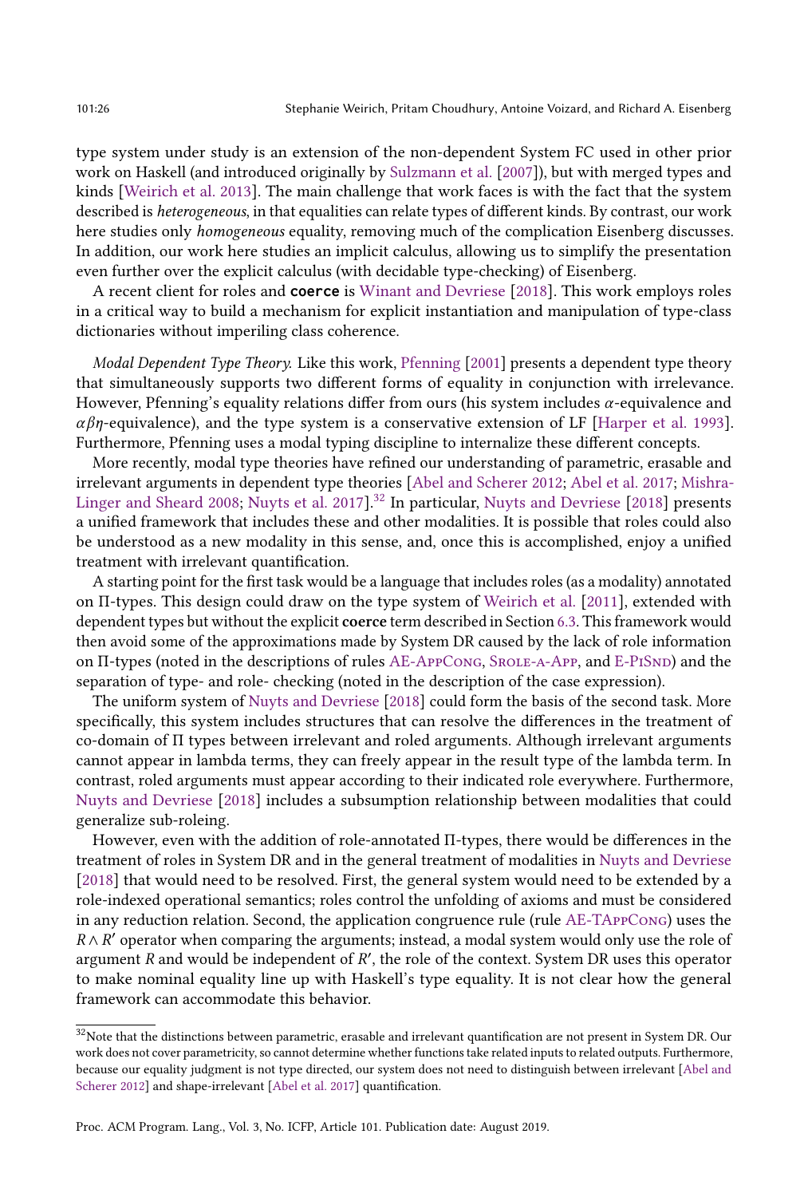type system under study is an extension of the non-dependent System FC used in other prior work on Haskell (and introduced originally by Sulzmann et al. [2007]), but with merged types and kinds [Weirich et al. 2013]. The main challenge that work faces is with the fact that the system described is *heterogeneous*, in that equalities can relate types of different kinds. By contrast, our work here studies only *homogeneous* equality, removing much of the complication Eisenberg discusses. In addition, our work here studies an implicit calculus, allowing us to simplify the presentation even further over the explicit calculus (with decidable type-checking) of Eisenberg.

A recent client for roles and `coerce` is Winant and Devriese [2018]. This work employs roles in a critical way to build a mechanism for explicit instantiation and manipulation of type-class dictionaries without imperiling class coherence.

*Modal Dependent Type Theory.* Like this work, Pfenning [2001] presents a dependent type theory that simultaneously supports two different forms of equality in conjunction with irrelevance. However, Pfenning's equality relations differ from ours (his system includes $\alpha$-equivalence and $\alpha\beta\eta$-equivalence), and the type system is a conservative extension of LF [Harper et al. 1993]. Furthermore, Pfenning uses a modal typing discipline to internalize these different concepts.

More recently, modal type theories have refined our understanding of parametric, erasable and irrelevant arguments in dependent type theories [Abel and Scherer 2012; Abel et al. 2017; Mishra-Linger and Sheard 2008; Nuyts et al. 2017].[32] In particular, Nuyts and Devriese [2018] presents a unified framework that includes these and other modalities. It is possible that roles could also be understood as a new modality in this sense, and, once this is accomplished, enjoy a unified treatment with irrelevant quantification.

A starting point for the first task would be a language that includes roles (as a modality) annotated on Π-types. This design could draw on the type system of Weirich et al. [2011], extended with dependent types but without the explicit **coerce** term described in Section 6.3. This framework would then avoid some of the approximations made by System DR caused by the lack of role information on Π-types (noted in the descriptions of rules AE-AppCong, Srole-a-App, and E-PiSnd) and the separation of type- and role- checking (noted in the description of the case expression).

The uniform system of Nuyts and Devriese [2018] could form the basis of the second task. More specifically, this system includes structures that can resolve the differences in the treatment of co-domain of Π types between irrelevant and roled arguments. Although irrelevant arguments cannot appear in lambda terms, they can freely appear in the result type of the lambda term. In contrast, roled arguments must appear according to their indicated role everywhere. Furthermore, Nuyts and Devriese [2018] includes a subsumption relationship between modalities that could generalize sub-roleing.

However, even with the addition of role-annotated Π-types, there would be differences in the treatment of roles in System DR and in the general treatment of modalities in Nuyts and Devriese [2018] that would need to be resolved. First, the general system would need to be extended by a role-indexed operational semantics; roles control the unfolding of axioms and must be considered in any reduction relation. Second, the application congruence rule (rule AE-TAppCong) uses the $R \wedge R'$ operator when comparing the arguments; instead, a modal system would only use the role of argument $R$ and would be independent of $R'$, the role of the context. System DR uses this operator to make nominal equality line up with Haskell's type equality. It is not clear how the general framework can accommodate this behavior.

[32] Note that the distinctions between parametric, erasable and irrelevant quantification are not present in System DR. Our work does not cover parametricity, so cannot determine whether functions take related inputs to related outputs. Furthermore, because our equality judgment is not type directed, our system does not need to distinguish between irrelevant [Abel and Scherer 2012] and shape-irrelevant [Abel et al. 2017] quantification.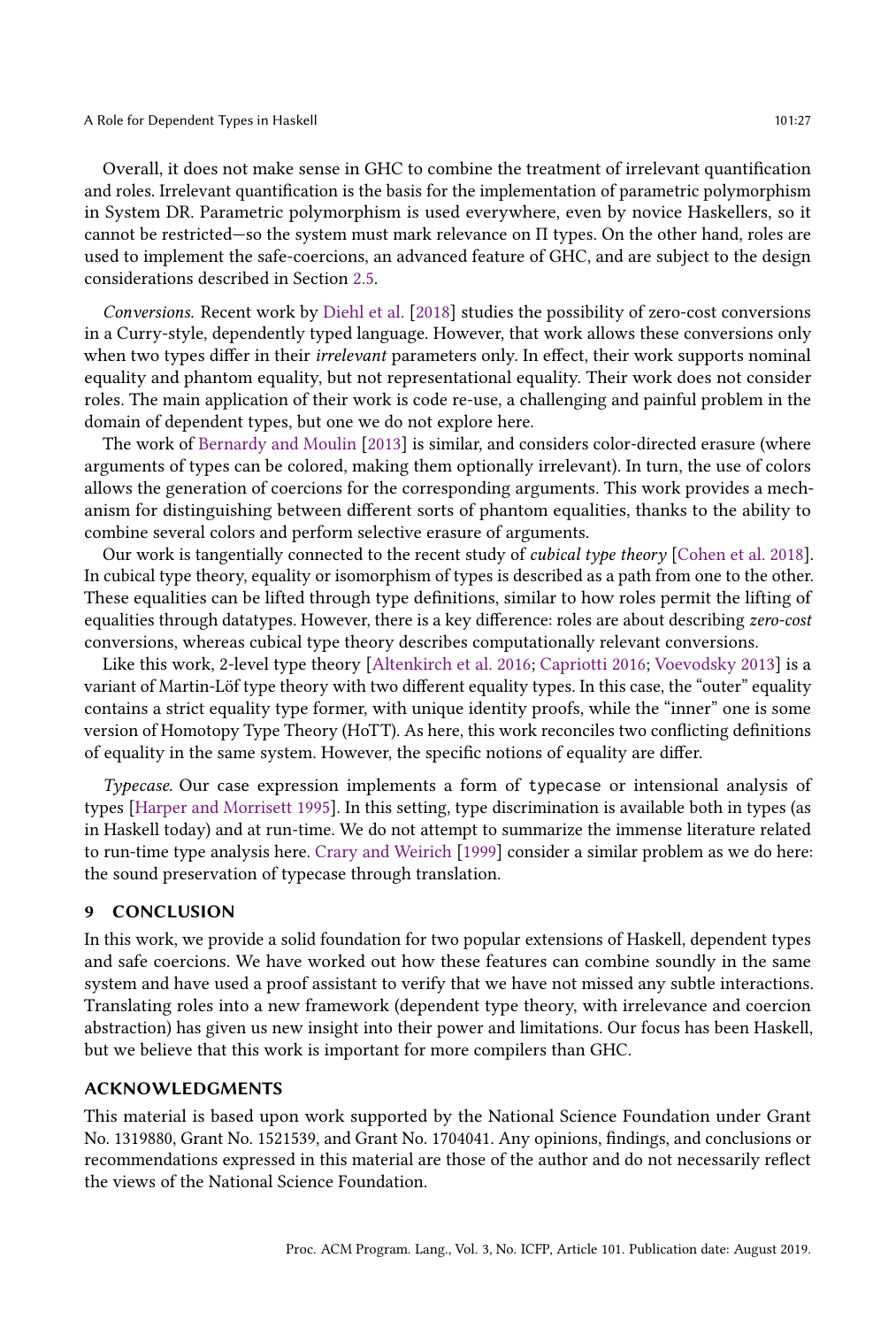Overall, it does not make sense in GHC to combine the treatment of irrelevant quantification and roles. Irrelevant quantification is the basis for the implementation of parametric polymorphism in System DR. Parametric polymorphism is used everywhere, even by novice Haskellers, so it cannot be restricted—so the system must mark relevance on Π types. On the other hand, roles are used to implement the safe-coercions, an advanced feature of GHC, and are subject to the design considerations described in Section 2.5.

*Conversions.* Recent work by Diehl et al. [2018] studies the possibility of zero-cost conversions in a Curry-style, dependently typed language. However, that work allows these conversions only when two types differ in their *irrelevant* parameters only. In effect, their work supports nominal equality and phantom equality, but not representational equality. Their work does not consider roles. The main application of their work is code re-use, a challenging and painful problem in the domain of dependent types, but one we do not explore here.

The work of Bernardy and Moulin [2013] is similar, and considers color-directed erasure (where arguments of types can be colored, making them optionally irrelevant). In turn, the use of colors allows the generation of coercions for the corresponding arguments. This work provides a mechanism for distinguishing between different sorts of phantom equalities, thanks to the ability to combine several colors and perform selective erasure of arguments.

Our work is tangentially connected to the recent study of *cubical type theory* [Cohen et al. 2018]. In cubical type theory, equality or isomorphism of types is described as a path from one to the other. These equalities can be lifted through type definitions, similar to how roles permit the lifting of equalities through datatypes. However, there is a key difference: roles are about describing *zero-cost* conversions, whereas cubical type theory describes computationally relevant conversions.

Like this work, 2-level type theory [Altenkirch et al. 2016; Capriotti 2016; Voevodsky 2013] is a variant of Martin-Löf type theory with two different equality types. In this case, the "outer" equality contains a strict equality type former, with unique identity proofs, while the "inner" one is some version of Homotopy Type Theory (HoTT). As here, this work reconciles two conflicting definitions of equality in the same system. However, the specific notions of equality are differ.

*Typecase.* Our case expression implements a form of `typecase` or intensional analysis of types [Harper and Morrisett 1995]. In this setting, type discrimination is available both in types (as in Haskell today) and at run-time. We do not attempt to summarize the immense literature related to run-time type analysis here. Crary and Weirich [1999] consider a similar problem as we do here: the sound preservation of typecase through translation.

## 9 CONCLUSION

In this work, we provide a solid foundation for two popular extensions of Haskell, dependent types and safe coercions. We have worked out how these features can combine soundly in the same system and have used a proof assistant to verify that we have not missed any subtle interactions. Translating roles into a new framework (dependent type theory, with irrelevance and coercion abstraction) has given us new insight into their power and limitations. Our focus has been Haskell, but we believe that this work is important for more compilers than GHC.

## ACKNOWLEDGMENTS

This material is based upon work supported by the National Science Foundation under Grant No. 1319880, Grant No. 1521539, and Grant No. 1704041. Any opinions, findings, and conclusions or recommendations expressed in this material are those of the author and do not necessarily reflect the views of the National Science Foundation.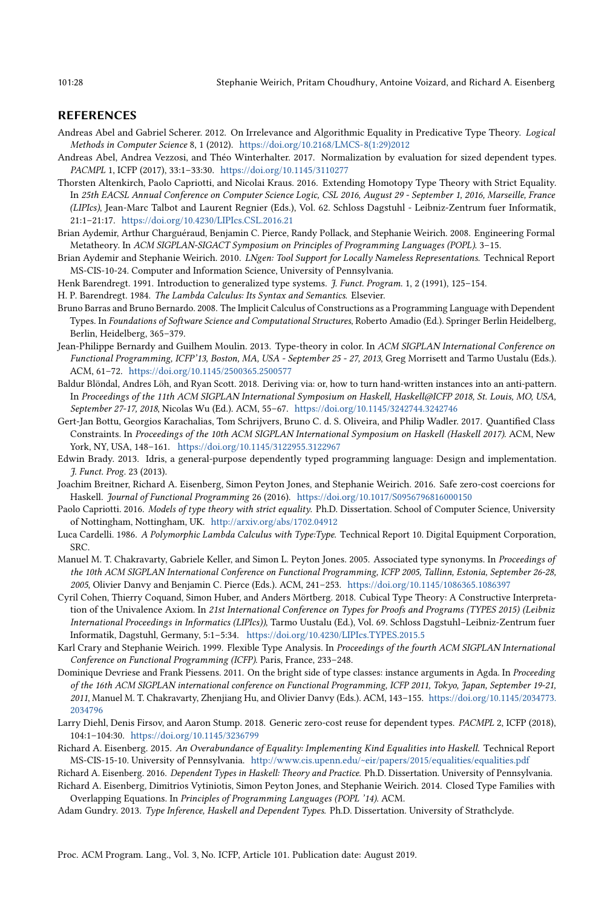## REFERENCES

Andreas Abel and Gabriel Scherer. 2012. On Irrelevance and Algorithmic Equality in Predicative Type Theory. *Logical Methods in Computer Science* 8, 1 (2012). https://doi.org/10.2168/LMCS-8(1:29)2012

Andreas Abel, Andrea Vezzosi, and Théo Winterhalter. 2017. Normalization by evaluation for sized dependent types. *PACMPL* 1, ICFP (2017), 33:1–33:30. https://doi.org/10.1145/3110277

Thorsten Altenkirch, Paolo Capriotti, and Nicolai Kraus. 2016. Extending Homotopy Type Theory with Strict Equality. In *25th EACSL Annual Conference on Computer Science Logic, CSL 2016, August 29 - September 1, 2016, Marseille, France (LIPIcs)*, Jean-Marc Talbot and Laurent Regnier (Eds.), Vol. 62. Schloss Dagstuhl - Leibniz-Zentrum fuer Informatik, 21:1–21:17. https://doi.org/10.4230/LIPIcs.CSL.2016.21

Brian Aydemir, Arthur Charguéraud, Benjamin C. Pierce, Randy Pollack, and Stephanie Weirich. 2008. Engineering Formal Metatheory. In *ACM SIGPLAN-SIGACT Symposium on Principles of Programming Languages (POPL)*. 3–15.

Brian Aydemir and Stephanie Weirich. 2010. *LNgen: Tool Support for Locally Nameless Representations.* Technical Report MS-CIS-10-24. Computer and Information Science, University of Pennsylvania.

Henk Barendregt. 1991. Introduction to generalized type systems. *J. Funct. Program.* 1, 2 (1991), 125–154.

H. P. Barendregt. 1984. *The Lambda Calculus: Its Syntax and Semantics.* Elsevier.

Bruno Barras and Bruno Bernardo. 2008. The Implicit Calculus of Constructions as a Programming Language with Dependent Types. In *Foundations of Software Science and Computational Structures*, Roberto Amadio (Ed.). Springer Berlin Heidelberg, Berlin, Heidelberg, 365–379.

Jean-Philippe Bernardy and Guilhem Moulin. 2013. Type-theory in color. In *ACM SIGPLAN International Conference on Functional Programming, ICFP'13, Boston, MA, USA - September 25 - 27, 2013*, Greg Morrisett and Tarmo Uustalu (Eds.). ACM, 61–72. https://doi.org/10.1145/2500365.2500577

Baldur Blöndal, Andres Löh, and Ryan Scott. 2018. Deriving via: or, how to turn hand-written instances into an anti-pattern. In *Proceedings of the 11th ACM SIGPLAN International Symposium on Haskell, Haskell@ICFP 2018, St. Louis, MO, USA, September 27-17, 2018*, Nicolas Wu (Ed.). ACM, 55–67. https://doi.org/10.1145/3242744.3242746

Gert-Jan Bottu, Georgios Karachalias, Tom Schrijvers, Bruno C. d. S. Oliveira, and Philip Wadler. 2017. Quantified Class Constraints. In *Proceedings of the 10th ACM SIGPLAN International Symposium on Haskell (Haskell 2017)*. ACM, New York, NY, USA, 148–161. https://doi.org/10.1145/3122955.3122967

Edwin Brady. 2013. Idris, a general-purpose dependently typed programming language: Design and implementation. *J. Funct. Prog.* 23 (2013).

Joachim Breitner, Richard A. Eisenberg, Simon Peyton Jones, and Stephanie Weirich. 2016. Safe zero-cost coercions for Haskell. *Journal of Functional Programming* 26 (2016). https://doi.org/10.1017/S0956796816000150

Paolo Capriotti. 2016. *Models of type theory with strict equality.* Ph.D. Dissertation. School of Computer Science, University of Nottingham, Nottingham, UK. http://arxiv.org/abs/1702.04912

Luca Cardelli. 1986. *A Polymorphic Lambda Calculus with Type:Type.* Technical Report 10. Digital Equipment Corporation, SRC.

Manuel M. T. Chakravarty, Gabriele Keller, and Simon L. Peyton Jones. 2005. Associated type synonyms. In *Proceedings of the 10th ACM SIGPLAN International Conference on Functional Programming, ICFP 2005, Tallinn, Estonia, September 26-28, 2005*, Olivier Danvy and Benjamin C. Pierce (Eds.). ACM, 241–253. https://doi.org/10.1145/1086365.1086397

Cyril Cohen, Thierry Coquand, Simon Huber, and Anders Mörtberg. 2018. Cubical Type Theory: A Constructive Interpretation of the Univalence Axiom. In *21st International Conference on Types for Proofs and Programs (TYPES 2015) (Leibniz International Proceedings in Informatics (LIPIcs))*, Tarmo Uustalu (Ed.), Vol. 69. Schloss Dagstuhl–Leibniz-Zentrum fuer Informatik, Dagstuhl, Germany, 5:1–5:34. https://doi.org/10.4230/LIPIcs.TYPES.2015.5

Karl Crary and Stephanie Weirich. 1999. Flexible Type Analysis. In *Proceedings of the fourth ACM SIGPLAN International Conference on Functional Programming (ICFP)*. Paris, France, 233–248.

Dominique Devriese and Frank Piessens. 2011. On the bright side of type classes: instance arguments in Agda. In *Proceeding of the 16th ACM SIGPLAN international conference on Functional Programming, ICFP 2011, Tokyo, Japan, September 19-21, 2011*, Manuel M. T. Chakravarty, Zhenjiang Hu, and Olivier Danvy (Eds.). ACM, 143–155. https://doi.org/10.1145/2034773.2034796

Larry Diehl, Denis Firsov, and Aaron Stump. 2018. Generic zero-cost reuse for dependent types. *PACMPL* 2, ICFP (2018), 104:1–104:30. https://doi.org/10.1145/3236799

Richard A. Eisenberg. 2015. *An Overabundance of Equality: Implementing Kind Equalities into Haskell.* Technical Report MS-CIS-15-10. University of Pennsylvania. http://www.cis.upenn.edu/~eir/papers/2015/equalities/equalities.pdf

Richard A. Eisenberg. 2016. *Dependent Types in Haskell: Theory and Practice.* Ph.D. Dissertation. University of Pennsylvania.

Richard A. Eisenberg, Dimitrios Vytiniotis, Simon Peyton Jones, and Stephanie Weirich. 2014. Closed Type Families with Overlapping Equations. In *Principles of Programming Languages (POPL '14)*. ACM.

Adam Gundry. 2013. *Type Inference, Haskell and Dependent Types.* Ph.D. Dissertation. University of Strathclyde.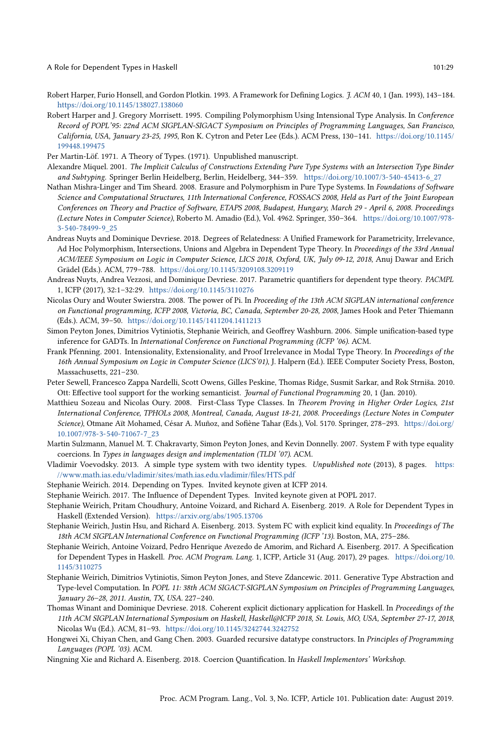Robert Harper, Furio Honsell, and Gordon Plotkin. 1993. A Framework for Defining Logics. *J. ACM* 40, 1 (Jan. 1993), 143–184. https://doi.org/10.1145/138027.138060

Robert Harper and J. Gregory Morrisett. 1995. Compiling Polymorphism Using Intensional Type Analysis. In *Conference Record of POPL'95: 22nd ACM SIGPLAN-SIGACT Symposium on Principles of Programming Languages, San Francisco, California, USA, January 23-25, 1995*, Ron K. Cytron and Peter Lee (Eds.). ACM Press, 130–141. https://doi.org/10.1145/199448.199475

Per Martin-Löf. 1971. A Theory of Types. (1971). Unpublished manuscript.

Alexandre Miquel. 2001. *The Implicit Calculus of Constructions Extending Pure Type Systems with an Intersection Type Binder and Subtyping*. Springer Berlin Heidelberg, Berlin, Heidelberg, 344–359. https://doi.org/10.1007/3-540-45413-6_27

Nathan Mishra-Linger and Tim Sheard. 2008. Erasure and Polymorphism in Pure Type Systems. In *Foundations of Software Science and Computational Structures, 11th International Conference, FOSSACS 2008, Held as Part of the Joint European Conferences on Theory and Practice of Software, ETAPS 2008, Budapest, Hungary, March 29 - April 6, 2008. Proceedings (Lecture Notes in Computer Science)*, Roberto M. Amadio (Ed.), Vol. 4962. Springer, 350–364. https://doi.org/10.1007/978-3-540-78499-9_25

Andreas Nuyts and Dominique Devriese. 2018. Degrees of Relatedness: A Unified Framework for Parametricity, Irrelevance, Ad Hoc Polymorphism, Intersections, Unions and Algebra in Dependent Type Theory. In *Proceedings of the 33rd Annual ACM/IEEE Symposium on Logic in Computer Science, LICS 2018, Oxford, UK, July 09-12, 2018*, Anuj Dawar and Erich Grädel (Eds.). ACM, 779–788. https://doi.org/10.1145/3209108.3209119

Andreas Nuyts, Andrea Vezzosi, and Dominique Devriese. 2017. Parametric quantifiers for dependent type theory. *PACMPL* 1, ICFP (2017), 32:1–32:29. https://doi.org/10.1145/3110276

Nicolas Oury and Wouter Swierstra. 2008. The power of Pi. In *Proceeding of the 13th ACM SIGPLAN international conference on Functional programming, ICFP 2008, Victoria, BC, Canada, September 20-28, 2008*, James Hook and Peter Thiemann (Eds.). ACM, 39–50. https://doi.org/10.1145/1411204.1411213

Simon Peyton Jones, Dimitrios Vytiniotis, Stephanie Weirich, and Geoffrey Washburn. 2006. Simple unification-based type inference for GADTs. In *International Conference on Functional Programming (ICFP '06)*. ACM.

Frank Pfenning. 2001. Intensionality, Extensionality, and Proof Irrelevance in Modal Type Theory. In *Proceedings of the 16th Annual Symposium on Logic in Computer Science (LICS'01)*, J. Halpern (Ed.). IEEE Computer Society Press, Boston, Massachusetts, 221–230.

Peter Sewell, Francesco Zappa Nardelli, Scott Owens, Gilles Peskine, Thomas Ridge, Susmit Sarkar, and Rok Strniša. 2010. Ott: Effective tool support for the working semanticist. *Journal of Functional Programming* 20, 1 (Jan. 2010).

Matthieu Sozeau and Nicolas Oury. 2008. First-Class Type Classes. In *Theorem Proving in Higher Order Logics, 21st International Conference, TPHOLs 2008, Montreal, Canada, August 18-21, 2008. Proceedings (Lecture Notes in Computer Science)*, Otmane Aït Mohamed, César A. Muñoz, and Sofiène Tahar (Eds.), Vol. 5170. Springer, 278–293. https://doi.org/10.1007/978-3-540-71067-7_23

Martin Sulzmann, Manuel M. T. Chakravarty, Simon Peyton Jones, and Kevin Donnelly. 2007. System F with type equality coercions. In *Types in languages design and implementation (TLDI '07)*. ACM.

Vladimir Voevodsky. 2013. A simple type system with two identity types. *Unpublished note* (2013), 8 pages. https://www.math.ias.edu/vladimir/sites/math.ias.edu.vladimir/files/HTS.pdf

Stephanie Weirich. 2014. Depending on Types. Invited keynote given at ICFP 2014.

Stephanie Weirich. 2017. The Influence of Dependent Types. Invited keynote given at POPL 2017.

Stephanie Weirich, Pritam Choudhury, Antoine Voizard, and Richard A. Eisenberg. 2019. A Role for Dependent Types in Haskell (Extended Version). https://arxiv.org/abs/1905.13706

Stephanie Weirich, Justin Hsu, and Richard A. Eisenberg. 2013. System FC with explicit kind equality. In *Proceedings of The 18th ACM SIGPLAN International Conference on Functional Programming (ICFP '13)*. Boston, MA, 275–286.

Stephanie Weirich, Antoine Voizard, Pedro Henrique Avezedo de Amorim, and Richard A. Eisenberg. 2017. A Specification for Dependent Types in Haskell. *Proc. ACM Program. Lang.* 1, ICFP, Article 31 (Aug. 2017), 29 pages. https://doi.org/10.1145/3110275

Stephanie Weirich, Dimitrios Vytiniotis, Simon Peyton Jones, and Steve Zdancewic. 2011. Generative Type Abstraction and Type-level Computation. In *POPL 11: 38th ACM SIGACT-SIGPLAN Symposium on Principles of Programming Languages, January 26–28, 2011. Austin, TX, USA*. 227–240.

Thomas Winant and Dominique Devriese. 2018. Coherent explicit dictionary application for Haskell. In *Proceedings of the 11th ACM SIGPLAN International Symposium on Haskell, Haskell@ICFP 2018, St. Louis, MO, USA, September 27-17, 2018*, Nicolas Wu (Ed.). ACM, 81–93. https://doi.org/10.1145/3242744.3242752

Hongwei Xi, Chiyan Chen, and Gang Chen. 2003. Guarded recursive datatype constructors. In *Principles of Programming Languages (POPL '03)*. ACM.

Ningning Xie and Richard A. Eisenberg. 2018. Coercion Quantification. In *Haskell Implementors' Workshop*.